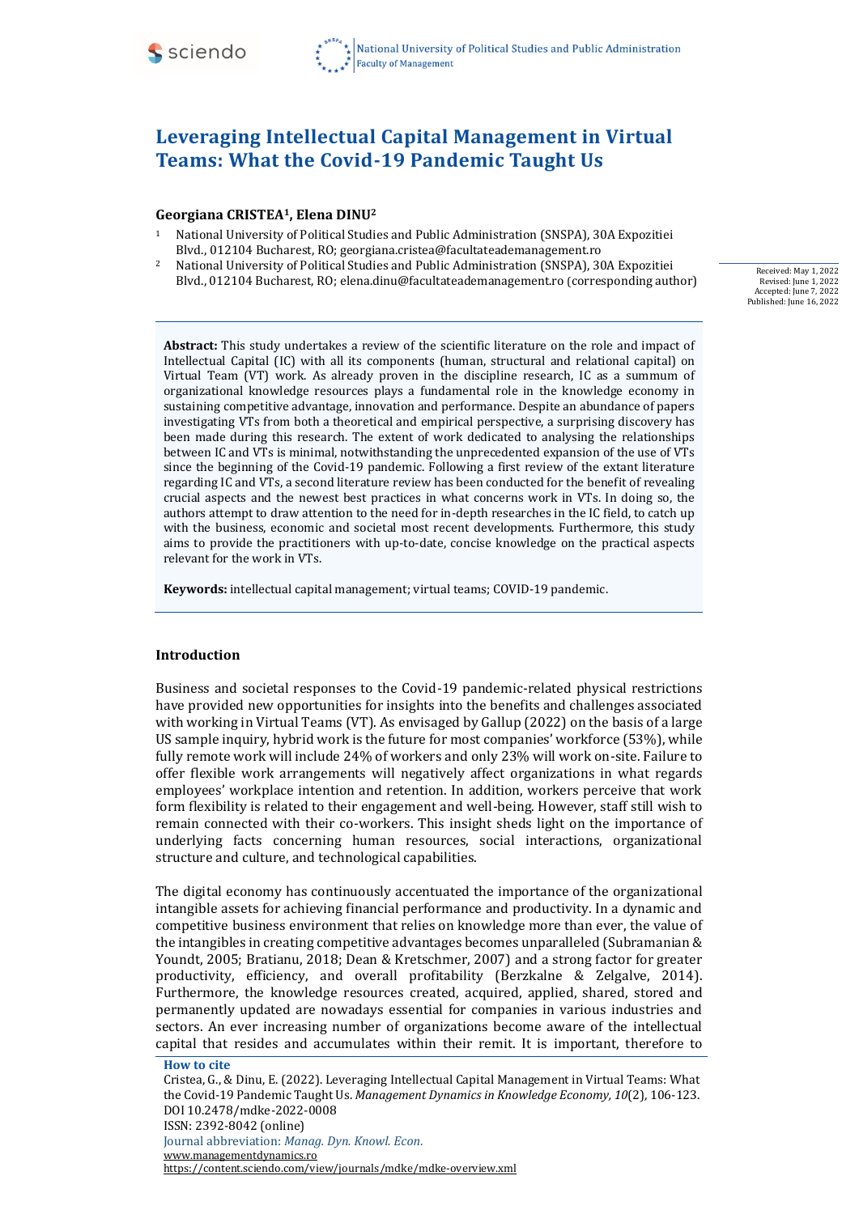# Leveraging Intellectual Capital Management in Virtual Teams: What the Covid-19 Pandemic Taught Us

**Georgiana CRISTEA[1], Elena DINU[2]**

[1] National University of Political Studies and Public Administration (SNSPA), 30A Expozitiei Blvd., 012104 Bucharest, RO; georgiana.cristea@facultateademanagement.ro

[2] National University of Political Studies and Public Administration (SNSPA), 30A Expozitiei Blvd., 012104 Bucharest, RO; elena.dinu@facultateademanagement.ro (corresponding author)

Received: May 1, 2022
Revised: June 1, 2022
Accepted: June 7, 2022
Published: June 16, 2022

**Abstract:** This study undertakes a review of the scientific literature on the role and impact of Intellectual Capital (IC) with all its components (human, structural and relational capital) on Virtual Team (VT) work. As already proven in the discipline research, IC as a summum of organizational knowledge resources plays a fundamental role in the knowledge economy in sustaining competitive advantage, innovation and performance. Despite an abundance of papers investigating VTs from both a theoretical and empirical perspective, a surprising discovery has been made during this research. The extent of work dedicated to analysing the relationships between IC and VTs is minimal, notwithstanding the unprecedented expansion of the use of VTs since the beginning of the Covid-19 pandemic. Following a first review of the extant literature regarding IC and VTs, a second literature review has been conducted for the benefit of revealing crucial aspects and the newest best practices in what concerns work in VTs. In doing so, the authors attempt to draw attention to the need for in-depth researches in the IC field, to catch up with the business, economic and societal most recent developments. Furthermore, this study aims to provide the practitioners with up-to-date, concise knowledge on the practical aspects relevant for the work in VTs.

**Keywords:** intellectual capital management; virtual teams; COVID-19 pandemic.

## Introduction

Business and societal responses to the Covid-19 pandemic-related physical restrictions have provided new opportunities for insights into the benefits and challenges associated with working in Virtual Teams (VT). As envisaged by Gallup (2022) on the basis of a large US sample inquiry, hybrid work is the future for most companies' workforce (53%), while fully remote work will include 24% of workers and only 23% will work on-site. Failure to offer flexible work arrangements will negatively affect organizations in what regards employees' workplace intention and retention. In addition, workers perceive that work form flexibility is related to their engagement and well-being. However, staff still wish to remain connected with their co-workers. This insight sheds light on the importance of underlying facts concerning human resources, social interactions, organizational structure and culture, and technological capabilities.

The digital economy has continuously accentuated the importance of the organizational intangible assets for achieving financial performance and productivity. In a dynamic and competitive business environment that relies on knowledge more than ever, the value of the intangibles in creating competitive advantages becomes unparalleled (Subramanian & Youndt, 2005; Bratianu, 2018; Dean & Kretschmer, 2007) and a strong factor for greater productivity, efficiency, and overall profitability (Berzkalne & Zelgalve, 2014). Furthermore, the knowledge resources created, acquired, applied, shared, stored and permanently updated are nowadays essential for companies in various industries and sectors. An ever increasing number of organizations become aware of the intellectual capital that resides and accumulates within their remit. It is important, therefore to

**How to cite**

Cristea, G., & Dinu, E. (2022). Leveraging Intellectual Capital Management in Virtual Teams: What the Covid-19 Pandemic Taught Us. *Management Dynamics in Knowledge Economy, 10*(2), 106-123. DOI 10.2478/mdke-2022-0008

ISSN: 2392-8042 (online)

Journal abbreviation: *Manag. Dyn. Knowl. Econ.*

www.managementdynamics.ro

https://content.sciendo.com/view/journals/mdke/mdke-overview.xml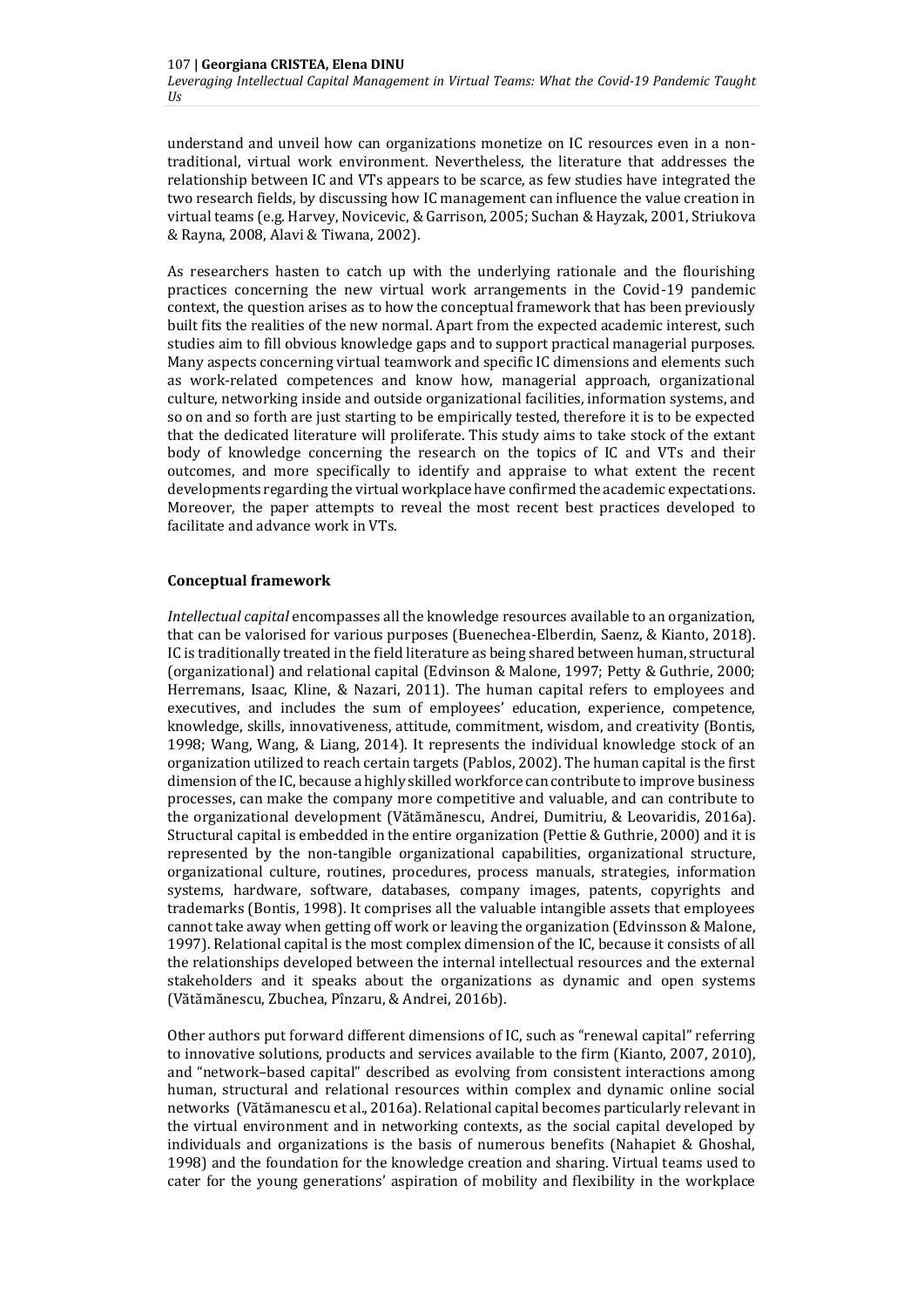understand and unveil how can organizations monetize on IC resources even in a non-traditional, virtual work environment. Nevertheless, the literature that addresses the relationship between IC and VTs appears to be scarce, as few studies have integrated the two research fields, by discussing how IC management can influence the value creation in virtual teams (e.g. Harvey, Novicevic, & Garrison, 2005; Suchan & Hayzak, 2001, Striukova & Rayna, 2008, Alavi & Tiwana, 2002).

As researchers hasten to catch up with the underlying rationale and the flourishing practices concerning the new virtual work arrangements in the Covid-19 pandemic context, the question arises as to how the conceptual framework that has been previously built fits the realities of the new normal. Apart from the expected academic interest, such studies aim to fill obvious knowledge gaps and to support practical managerial purposes. Many aspects concerning virtual teamwork and specific IC dimensions and elements such as work-related competences and know how, managerial approach, organizational culture, networking inside and outside organizational facilities, information systems, and so on and so forth are just starting to be empirically tested, therefore it is to be expected that the dedicated literature will proliferate. This study aims to take stock of the extant body of knowledge concerning the research on the topics of IC and VTs and their outcomes, and more specifically to identify and appraise to what extent the recent developments regarding the virtual workplace have confirmed the academic expectations. Moreover, the paper attempts to reveal the most recent best practices developed to facilitate and advance work in VTs.

## Conceptual framework

*Intellectual capital* encompasses all the knowledge resources available to an organization, that can be valorised for various purposes (Buenechea-Elberdin, Saenz, & Kianto, 2018). IC is traditionally treated in the field literature as being shared between human, structural (organizational) and relational capital (Edvinson & Malone, 1997; Petty & Guthrie, 2000; Herremans, Isaac, Kline, & Nazari, 2011). The human capital refers to employees and executives, and includes the sum of employees' education, experience, competence, knowledge, skills, innovativeness, attitude, commitment, wisdom, and creativity (Bontis, 1998; Wang, Wang, & Liang, 2014). It represents the individual knowledge stock of an organization utilized to reach certain targets (Pablos, 2002). The human capital is the first dimension of the IC, because a highly skilled workforce can contribute to improve business processes, can make the company more competitive and valuable, and can contribute to the organizational development (Vătămănescu, Andrei, Dumitriu, & Leovaridis, 2016a). Structural capital is embedded in the entire organization (Pettie & Guthrie, 2000) and it is represented by the non-tangible organizational capabilities, organizational structure, organizational culture, routines, procedures, process manuals, strategies, information systems, hardware, software, databases, company images, patents, copyrights and trademarks (Bontis, 1998). It comprises all the valuable intangible assets that employees cannot take away when getting off work or leaving the organization (Edvinsson & Malone, 1997). Relational capital is the most complex dimension of the IC, because it consists of all the relationships developed between the internal intellectual resources and the external stakeholders and it speaks about the organizations as dynamic and open systems (Vătămănescu, Zbuchea, Pînzaru, & Andrei, 2016b).

Other authors put forward different dimensions of IC, such as "renewal capital" referring to innovative solutions, products and services available to the firm (Kianto, 2007, 2010), and "network–based capital" described as evolving from consistent interactions among human, structural and relational resources within complex and dynamic online social networks (Vătămanescu et al., 2016a). Relational capital becomes particularly relevant in the virtual environment and in networking contexts, as the social capital developed by individuals and organizations is the basis of numerous benefits (Nahapiet & Ghoshal, 1998) and the foundation for the knowledge creation and sharing. Virtual teams used to cater for the young generations' aspiration of mobility and flexibility in the workplace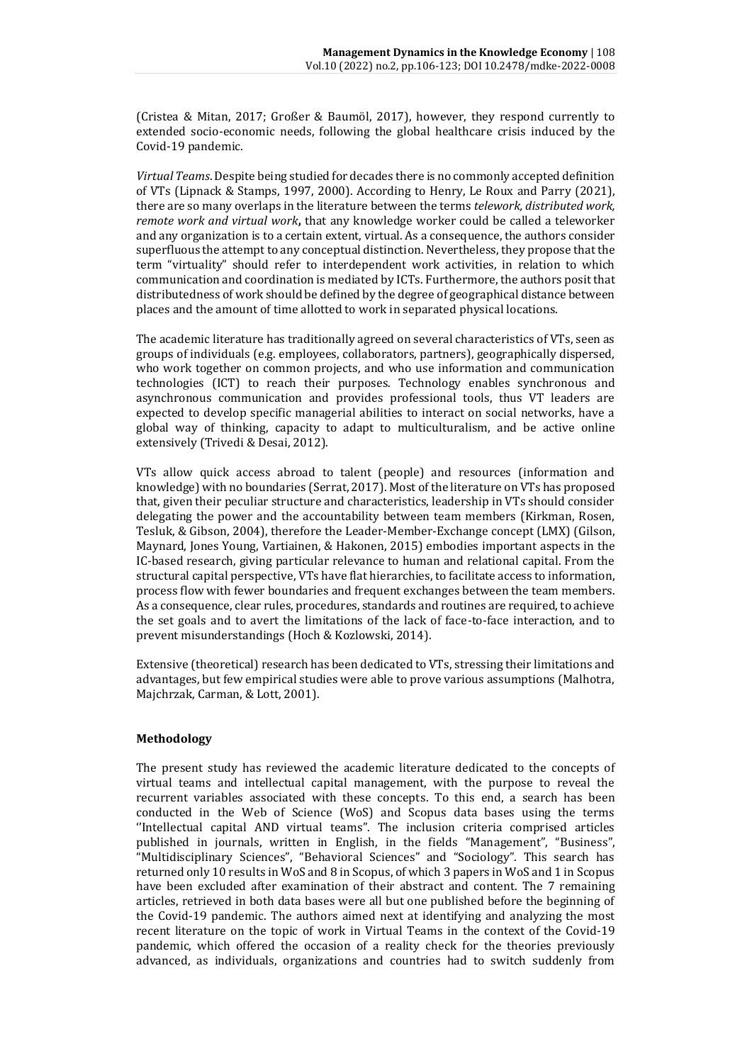(Cristea & Mitan, 2017; Großer & Baumöl, 2017), however, they respond currently to extended socio-economic needs, following the global healthcare crisis induced by the Covid-19 pandemic.

*Virtual Teams*. Despite being studied for decades there is no commonly accepted definition of VTs (Lipnack & Stamps, 1997, 2000). According to Henry, Le Roux and Parry (2021), there are so many overlaps in the literature between the terms *telework, distributed work, remote work and virtual work*, that any knowledge worker could be called a teleworker and any organization is to a certain extent, virtual. As a consequence, the authors consider superfluous the attempt to any conceptual distinction. Nevertheless, they propose that the term "virtuality" should refer to interdependent work activities, in relation to which communication and coordination is mediated by ICTs. Furthermore, the authors posit that distributedness of work should be defined by the degree of geographical distance between places and the amount of time allotted to work in separated physical locations.

The academic literature has traditionally agreed on several characteristics of VTs, seen as groups of individuals (e.g. employees, collaborators, partners), geographically dispersed, who work together on common projects, and who use information and communication technologies (ICT) to reach their purposes. Technology enables synchronous and asynchronous communication and provides professional tools, thus VT leaders are expected to develop specific managerial abilities to interact on social networks, have a global way of thinking, capacity to adapt to multiculturalism, and be active online extensively (Trivedi & Desai, 2012).

VTs allow quick access abroad to talent (people) and resources (information and knowledge) with no boundaries (Serrat, 2017). Most of the literature on VTs has proposed that, given their peculiar structure and characteristics, leadership in VTs should consider delegating the power and the accountability between team members (Kirkman, Rosen, Tesluk, & Gibson, 2004), therefore the Leader-Member-Exchange concept (LMX) (Gilson, Maynard, Jones Young, Vartiainen, & Hakonen, 2015) embodies important aspects in the IC-based research, giving particular relevance to human and relational capital. From the structural capital perspective, VTs have flat hierarchies, to facilitate access to information, process flow with fewer boundaries and frequent exchanges between the team members. As a consequence, clear rules, procedures, standards and routines are required, to achieve the set goals and to avert the limitations of the lack of face-to-face interaction, and to prevent misunderstandings (Hoch & Kozlowski, 2014).

Extensive (theoretical) research has been dedicated to VTs, stressing their limitations and advantages, but few empirical studies were able to prove various assumptions (Malhotra, Majchrzak, Carman, & Lott, 2001).

## Methodology

The present study has reviewed the academic literature dedicated to the concepts of virtual teams and intellectual capital management, with the purpose to reveal the recurrent variables associated with these concepts. To this end, a search has been conducted in the Web of Science (WoS) and Scopus data bases using the terms ''Intellectual capital AND virtual teams". The inclusion criteria comprised articles published in journals, written in English, in the fields "Management", "Business", "Multidisciplinary Sciences", "Behavioral Sciences" and "Sociology". This search has returned only 10 results in WoS and 8 in Scopus, of which 3 papers in WoS and 1 in Scopus have been excluded after examination of their abstract and content. The 7 remaining articles, retrieved in both data bases were all but one published before the beginning of the Covid-19 pandemic. The authors aimed next at identifying and analyzing the most recent literature on the topic of work in Virtual Teams in the context of the Covid-19 pandemic, which offered the occasion of a reality check for the theories previously advanced, as individuals, organizations and countries had to switch suddenly from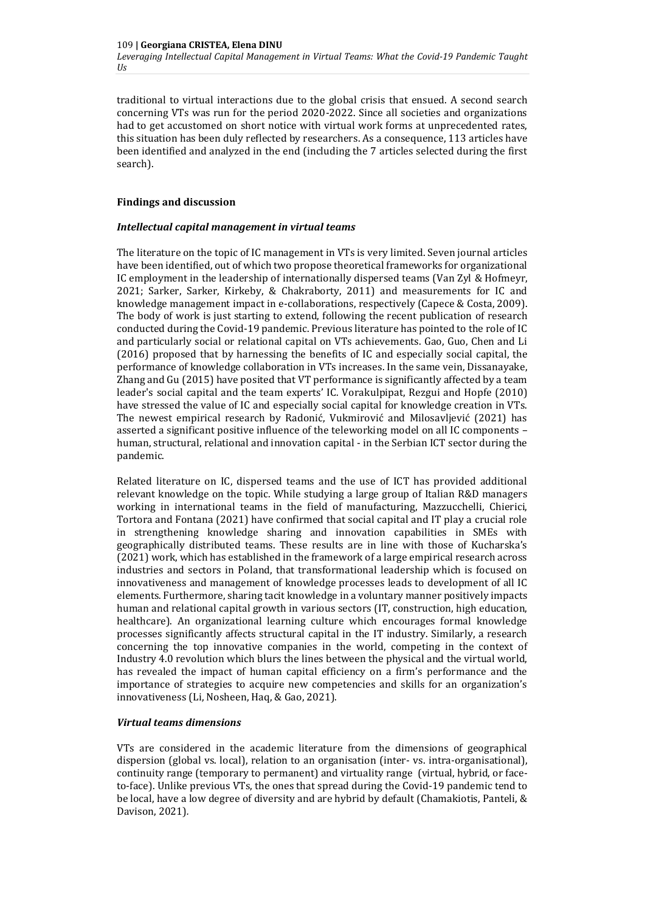traditional to virtual interactions due to the global crisis that ensued. A second search concerning VTs was run for the period 2020-2022. Since all societies and organizations had to get accustomed on short notice with virtual work forms at unprecedented rates, this situation has been duly reflected by researchers. As a consequence, 113 articles have been identified and analyzed in the end (including the 7 articles selected during the first search).

## Findings and discussion

### *Intellectual capital management in virtual teams*

The literature on the topic of IC management in VTs is very limited. Seven journal articles have been identified, out of which two propose theoretical frameworks for organizational IC employment in the leadership of internationally dispersed teams (Van Zyl & Hofmeyr, 2021; Sarker, Sarker, Kirkeby, & Chakraborty, 2011) and measurements for IC and knowledge management impact in e-collaborations, respectively (Capece & Costa, 2009). The body of work is just starting to extend, following the recent publication of research conducted during the Covid-19 pandemic. Previous literature has pointed to the role of IC and particularly social or relational capital on VTs achievements. Gao, Guo, Chen and Li (2016) proposed that by harnessing the benefits of IC and especially social capital, the performance of knowledge collaboration in VTs increases. In the same vein, Dissanayake, Zhang and Gu (2015) have posited that VT performance is significantly affected by a team leader's social capital and the team experts' IC. Vorakulpipat, Rezgui and Hopfe (2010) have stressed the value of IC and especially social capital for knowledge creation in VTs. The newest empirical research by Radonić, Vukmirović and Milosavljević (2021) has asserted a significant positive influence of the teleworking model on all IC components – human, structural, relational and innovation capital - in the Serbian ICT sector during the pandemic.

Related literature on IC, dispersed teams and the use of ICT has provided additional relevant knowledge on the topic. While studying a large group of Italian R&D managers working in international teams in the field of manufacturing, Mazzucchelli, Chierici, Tortora and Fontana (2021) have confirmed that social capital and IT play a crucial role in strengthening knowledge sharing and innovation capabilities in SMEs with geographically distributed teams. These results are in line with those of Kucharska's (2021) work, which has established in the framework of a large empirical research across industries and sectors in Poland, that transformational leadership which is focused on innovativeness and management of knowledge processes leads to development of all IC elements. Furthermore, sharing tacit knowledge in a voluntary manner positively impacts human and relational capital growth in various sectors (IT, construction, high education, healthcare). An organizational learning culture which encourages formal knowledge processes significantly affects structural capital in the IT industry. Similarly, a research concerning the top innovative companies in the world, competing in the context of Industry 4.0 revolution which blurs the lines between the physical and the virtual world, has revealed the impact of human capital efficiency on a firm's performance and the importance of strategies to acquire new competencies and skills for an organization's innovativeness (Li, Nosheen, Haq, & Gao, 2021).

### *Virtual teams dimensions*

VTs are considered in the academic literature from the dimensions of geographical dispersion (global vs. local), relation to an organisation (inter- vs. intra-organisational), continuity range (temporary to permanent) and virtuality range (virtual, hybrid, or face-to-face). Unlike previous VTs, the ones that spread during the Covid-19 pandemic tend to be local, have a low degree of diversity and are hybrid by default (Chamakiotis, Panteli, & Davison, 2021).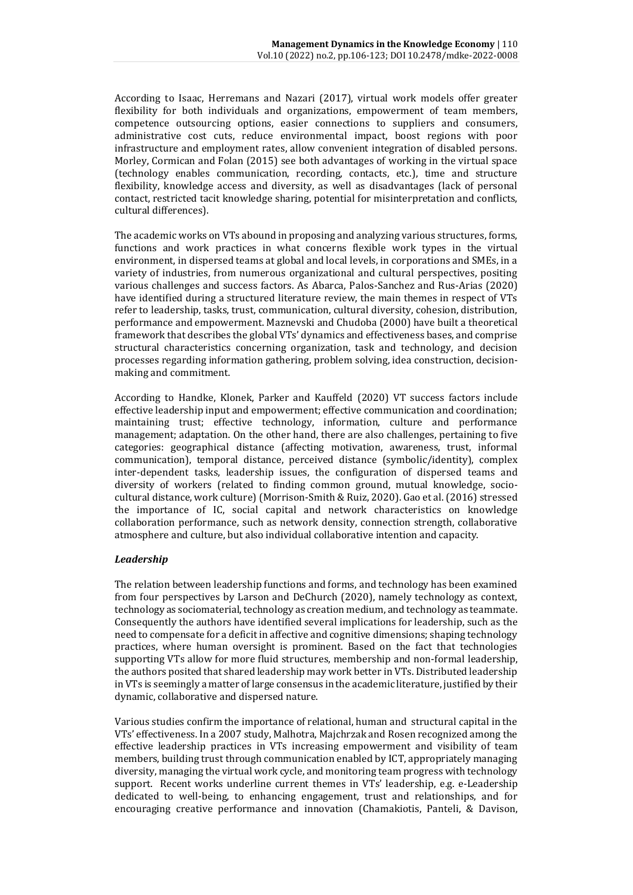According to Isaac, Herremans and Nazari (2017), virtual work models offer greater flexibility for both individuals and organizations, empowerment of team members, competence outsourcing options, easier connections to suppliers and consumers, administrative cost cuts, reduce environmental impact, boost regions with poor infrastructure and employment rates, allow convenient integration of disabled persons. Morley, Cormican and Folan (2015) see both advantages of working in the virtual space (technology enables communication, recording, contacts, etc.), time and structure flexibility, knowledge access and diversity, as well as disadvantages (lack of personal contact, restricted tacit knowledge sharing, potential for misinterpretation and conflicts, cultural differences).

The academic works on VTs abound in proposing and analyzing various structures, forms, functions and work practices in what concerns flexible work types in the virtual environment, in dispersed teams at global and local levels, in corporations and SMEs, in a variety of industries, from numerous organizational and cultural perspectives, positing various challenges and success factors. As Abarca, Palos-Sanchez and Rus-Arias (2020) have identified during a structured literature review, the main themes in respect of VTs refer to leadership, tasks, trust, communication, cultural diversity, cohesion, distribution, performance and empowerment. Maznevski and Chudoba (2000) have built a theoretical framework that describes the global VTs' dynamics and effectiveness bases, and comprise structural characteristics concerning organization, task and technology, and decision processes regarding information gathering, problem solving, idea construction, decision-making and commitment.

According to Handke, Klonek, Parker and Kauffeld (2020) VT success factors include effective leadership input and empowerment; effective communication and coordination; maintaining trust; effective technology, information, culture and performance management; adaptation. On the other hand, there are also challenges, pertaining to five categories: geographical distance (affecting motivation, awareness, trust, informal communication), temporal distance, perceived distance (symbolic/identity), complex inter-dependent tasks, leadership issues, the configuration of dispersed teams and diversity of workers (related to finding common ground, mutual knowledge, socio-cultural distance, work culture) (Morrison-Smith & Ruiz, 2020). Gao et al. (2016) stressed the importance of IC, social capital and network characteristics on knowledge collaboration performance, such as network density, connection strength, collaborative atmosphere and culture, but also individual collaborative intention and capacity.

### *Leadership*

The relation between leadership functions and forms, and technology has been examined from four perspectives by Larson and DeChurch (2020), namely technology as context, technology as sociomaterial, technology as creation medium, and technology as teammate. Consequently the authors have identified several implications for leadership, such as the need to compensate for a deficit in affective and cognitive dimensions; shaping technology practices, where human oversight is prominent. Based on the fact that technologies supporting VTs allow for more fluid structures, membership and non-formal leadership, the authors posited that shared leadership may work better in VTs. Distributed leadership in VTs is seemingly a matter of large consensus in the academic literature, justified by their dynamic, collaborative and dispersed nature.

Various studies confirm the importance of relational, human and structural capital in the VTs' effectiveness. In a 2007 study, Malhotra, Majchrzak and Rosen recognized among the effective leadership practices in VTs increasing empowerment and visibility of team members, building trust through communication enabled by ICT, appropriately managing diversity, managing the virtual work cycle, and monitoring team progress with technology support. Recent works underline current themes in VTs' leadership, e.g. e-Leadership dedicated to well-being, to enhancing engagement, trust and relationships, and for encouraging creative performance and innovation (Chamakiotis, Panteli, & Davison,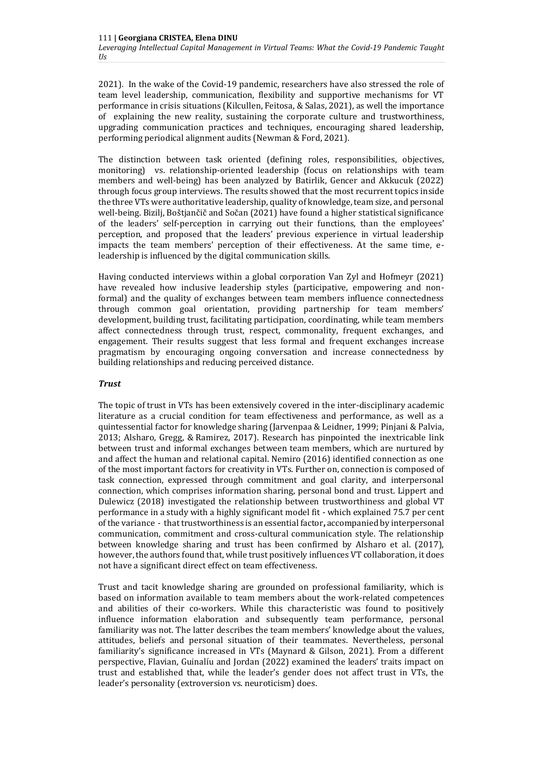2021). In the wake of the Covid-19 pandemic, researchers have also stressed the role of team level leadership, communication, flexibility and supportive mechanisms for VT performance in crisis situations (Kilcullen, Feitosa, & Salas, 2021), as well the importance of explaining the new reality, sustaining the corporate culture and trustworthiness, upgrading communication practices and techniques, encouraging shared leadership, performing periodical alignment audits (Newman & Ford, 2021).

The distinction between task oriented (defining roles, responsibilities, objectives, monitoring) vs. relationship-oriented leadership (focus on relationships with team members and well-being) has been analyzed by Batirlik, Gencer and Akkucuk (2022) through focus group interviews. The results showed that the most recurrent topics inside the three VTs were authoritative leadership, quality of knowledge, team size, and personal well-being. Bizilj, Boštjančič and Sočan (2021) have found a higher statistical significance of the leaders' self-perception in carrying out their functions, than the employees' perception, and proposed that the leaders' previous experience in virtual leadership impacts the team members' perception of their effectiveness. At the same time, e-leadership is influenced by the digital communication skills.

Having conducted interviews within a global corporation Van Zyl and Hofmeyr (2021) have revealed how inclusive leadership styles (participative, empowering and non-formal) and the quality of exchanges between team members influence connectedness through common goal orientation, providing partnership for team members' development, building trust, facilitating participation, coordinating, while team members affect connectedness through trust, respect, commonality, frequent exchanges, and engagement. Their results suggest that less formal and frequent exchanges increase pragmatism by encouraging ongoing conversation and increase connectedness by building relationships and reducing perceived distance.

### *Trust*

The topic of trust in VTs has been extensively covered in the inter-disciplinary academic literature as a crucial condition for team effectiveness and performance, as well as a quintessential factor for knowledge sharing (Jarvenpaa & Leidner, 1999; Pinjani & Palvia, 2013; Alsharo, Gregg, & Ramirez, 2017). Research has pinpointed the inextricable link between trust and informal exchanges between team members, which are nurtured by and affect the human and relational capital. Nemiro (2016) identified connection as one of the most important factors for creativity in VTs. Further on, connection is composed of task connection, expressed through commitment and goal clarity, and interpersonal connection, which comprises information sharing, personal bond and trust. Lippert and Dulewicz (2018) investigated the relationship between trustworthiness and global VT performance in a study with a highly significant model fit - which explained 75.7 per cent of the variance - that trustworthiness is an essential factor**,** accompanied by interpersonal communication, commitment and cross-cultural communication style. The relationship between knowledge sharing and trust has been confirmed by Alsharo et al. (2017), however, the authors found that, while trust positively influences VT collaboration, it does not have a significant direct effect on team effectiveness.

Trust and tacit knowledge sharing are grounded on professional familiarity, which is based on information available to team members about the work-related competences and abilities of their co-workers. While this characteristic was found to positively influence information elaboration and subsequently team performance, personal familiarity was not. The latter describes the team members' knowledge about the values, attitudes, beliefs and personal situation of their teammates. Nevertheless, personal familiarity's significance increased in VTs (Maynard & Gilson, 2021). From a different perspective, Flavian, Guinalíu and Jordan (2022) examined the leaders' traits impact on trust and established that, while the leader's gender does not affect trust in VTs, the leader's personality (extroversion vs. neuroticism) does.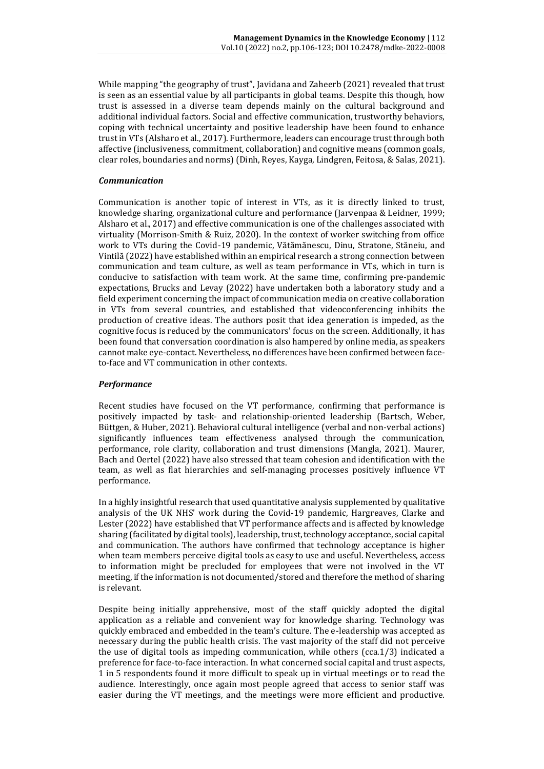While mapping "the geography of trust", Javidana and Zaheerb (2021) revealed that trust is seen as an essential value by all participants in global teams. Despite this though, how trust is assessed in a diverse team depends mainly on the cultural background and additional individual factors. Social and effective communication, trustworthy behaviors, coping with technical uncertainty and positive leadership have been found to enhance trust in VTs (Alsharo et al., 2017). Furthermore, leaders can encourage trust through both affective (inclusiveness, commitment, collaboration) and cognitive means (common goals, clear roles, boundaries and norms) (Dinh, Reyes, Kayga, Lindgren, Feitosa, & Salas, 2021).

### *Communication*

Communication is another topic of interest in VTs, as it is directly linked to trust, knowledge sharing, organizational culture and performance (Jarvenpaa & Leidner, 1999; Alsharo et al., 2017) and effective communication is one of the challenges associated with virtuality (Morrison-Smith & Ruiz, 2020). In the context of worker switching from office work to VTs during the Covid-19 pandemic, Vătămănescu, Dinu, Stratone, Stăneiu, and Vintilă (2022) have established within an empirical research a strong connection between communication and team culture, as well as team performance in VTs, which in turn is conducive to satisfaction with team work. At the same time, confirming pre-pandemic expectations, Brucks and Levay (2022) have undertaken both a laboratory study and a field experiment concerning the impact of communication media on creative collaboration in VTs from several countries, and established that videoconferencing inhibits the production of creative ideas. The authors posit that idea generation is impeded, as the cognitive focus is reduced by the communicators' focus on the screen. Additionally, it has been found that conversation coordination is also hampered by online media, as speakers cannot make eye-contact. Nevertheless, no differences have been confirmed between face-to-face and VT communication in other contexts.

### *Performance*

Recent studies have focused on the VT performance, confirming that performance is positively impacted by task- and relationship-oriented leadership (Bartsch, Weber, Büttgen, & Huber, 2021). Behavioral cultural intelligence (verbal and non-verbal actions) significantly influences team effectiveness analysed through the communication, performance, role clarity, collaboration and trust dimensions (Mangla, 2021). Maurer, Bach and Oertel (2022) have also stressed that team cohesion and identification with the team, as well as flat hierarchies and self-managing processes positively influence VT performance.

In a highly insightful research that used quantitative analysis supplemented by qualitative analysis of the UK NHS' work during the Covid-19 pandemic, Hargreaves, Clarke and Lester (2022) have established that VT performance affects and is affected by knowledge sharing (facilitated by digital tools), leadership, trust, technology acceptance, social capital and communication. The authors have confirmed that technology acceptance is higher when team members perceive digital tools as easy to use and useful. Nevertheless, access to information might be precluded for employees that were not involved in the VT meeting, if the information is not documented/stored and therefore the method of sharing is relevant.

Despite being initially apprehensive, most of the staff quickly adopted the digital application as a reliable and convenient way for knowledge sharing. Technology was quickly embraced and embedded in the team's culture. The e-leadership was accepted as necessary during the public health crisis. The vast majority of the staff did not perceive the use of digital tools as impeding communication, while others (cca.1/3) indicated a preference for face-to-face interaction. In what concerned social capital and trust aspects, 1 in 5 respondents found it more difficult to speak up in virtual meetings or to read the audience. Interestingly, once again most people agreed that access to senior staff was easier during the VT meetings, and the meetings were more efficient and productive.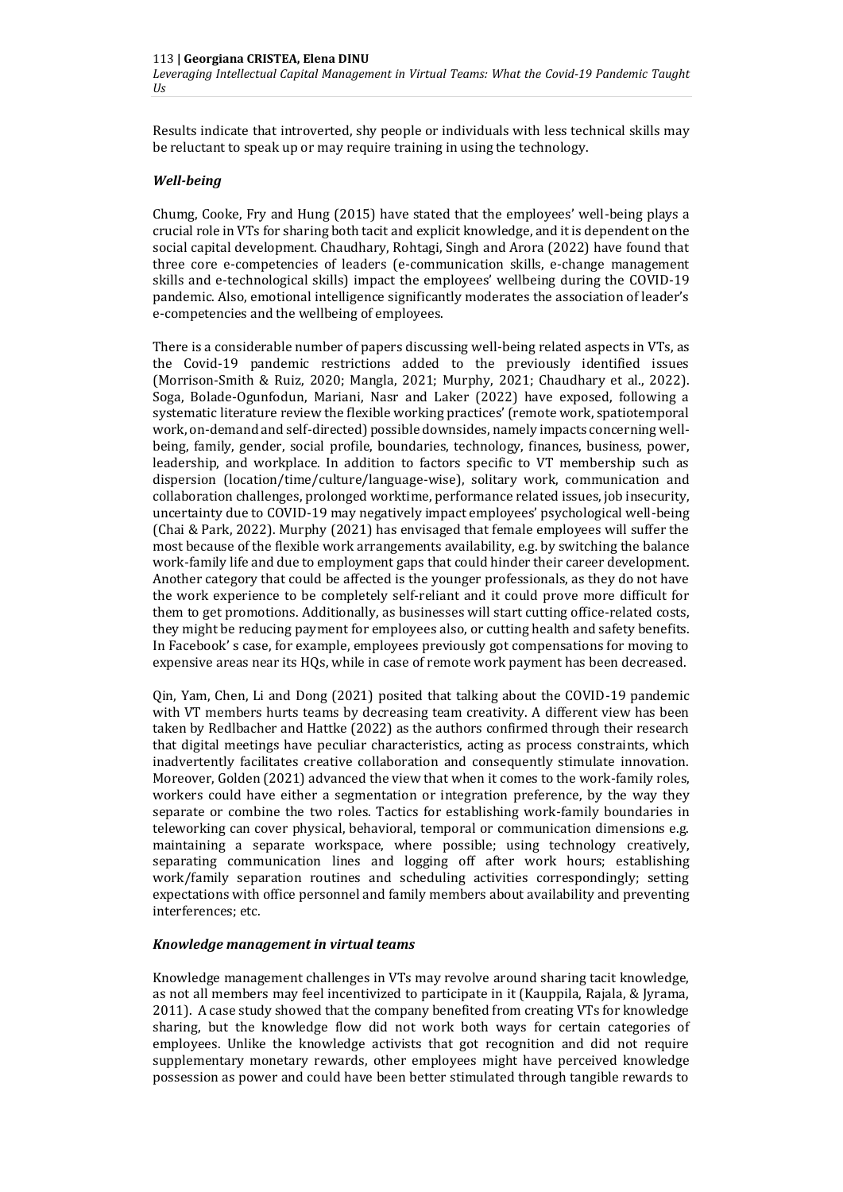Results indicate that introverted, shy people or individuals with less technical skills may be reluctant to speak up or may require training in using the technology.

### *Well-being*

Chumg, Cooke, Fry and Hung (2015) have stated that the employees' well-being plays a crucial role in VTs for sharing both tacit and explicit knowledge, and it is dependent on the social capital development. Chaudhary, Rohtagi, Singh and Arora (2022) have found that three core e-competencies of leaders (e-communication skills, e-change management skills and e-technological skills) impact the employees' wellbeing during the COVID-19 pandemic. Also, emotional intelligence significantly moderates the association of leader's e-competencies and the wellbeing of employees.

There is a considerable number of papers discussing well-being related aspects in VTs, as the Covid-19 pandemic restrictions added to the previously identified issues (Morrison-Smith & Ruiz, 2020; Mangla, 2021; Murphy, 2021; Chaudhary et al., 2022). Soga, Bolade-Ogunfodun, Mariani, Nasr and Laker (2022) have exposed, following a systematic literature review the flexible working practices' (remote work, spatiotemporal work, on-demand and self-directed) possible downsides, namely impacts concerning well-being, family, gender, social profile, boundaries, technology, finances, business, power, leadership, and workplace. In addition to factors specific to VT membership such as dispersion (location/time/culture/language-wise), solitary work, communication and collaboration challenges, prolonged worktime, performance related issues, job insecurity, uncertainty due to COVID-19 may negatively impact employees' psychological well-being (Chai & Park, 2022). Murphy (2021) has envisaged that female employees will suffer the most because of the flexible work arrangements availability, e.g. by switching the balance work-family life and due to employment gaps that could hinder their career development. Another category that could be affected is the younger professionals, as they do not have the work experience to be completely self-reliant and it could prove more difficult for them to get promotions. Additionally, as businesses will start cutting office-related costs, they might be reducing payment for employees also, or cutting health and safety benefits. In Facebook' s case, for example, employees previously got compensations for moving to expensive areas near its HQs, while in case of remote work payment has been decreased.

Qin, Yam, Chen, Li and Dong (2021) posited that talking about the COVID-19 pandemic with VT members hurts teams by decreasing team creativity. A different view has been taken by Redlbacher and Hattke (2022) as the authors confirmed through their research that digital meetings have peculiar characteristics, acting as process constraints, which inadvertently facilitates creative collaboration and consequently stimulate innovation. Moreover, Golden (2021) advanced the view that when it comes to the work-family roles, workers could have either a segmentation or integration preference, by the way they separate or combine the two roles. Tactics for establishing work-family boundaries in teleworking can cover physical, behavioral, temporal or communication dimensions e.g. maintaining a separate workspace, where possible; using technology creatively, separating communication lines and logging off after work hours; establishing work/family separation routines and scheduling activities correspondingly; setting expectations with office personnel and family members about availability and preventing interferences; etc.

### *Knowledge management in virtual teams*

Knowledge management challenges in VTs may revolve around sharing tacit knowledge, as not all members may feel incentivized to participate in it (Kauppila, Rajala, & Jyrama, 2011). A case study showed that the company benefited from creating VTs for knowledge sharing, but the knowledge flow did not work both ways for certain categories of employees. Unlike the knowledge activists that got recognition and did not require supplementary monetary rewards, other employees might have perceived knowledge possession as power and could have been better stimulated through tangible rewards to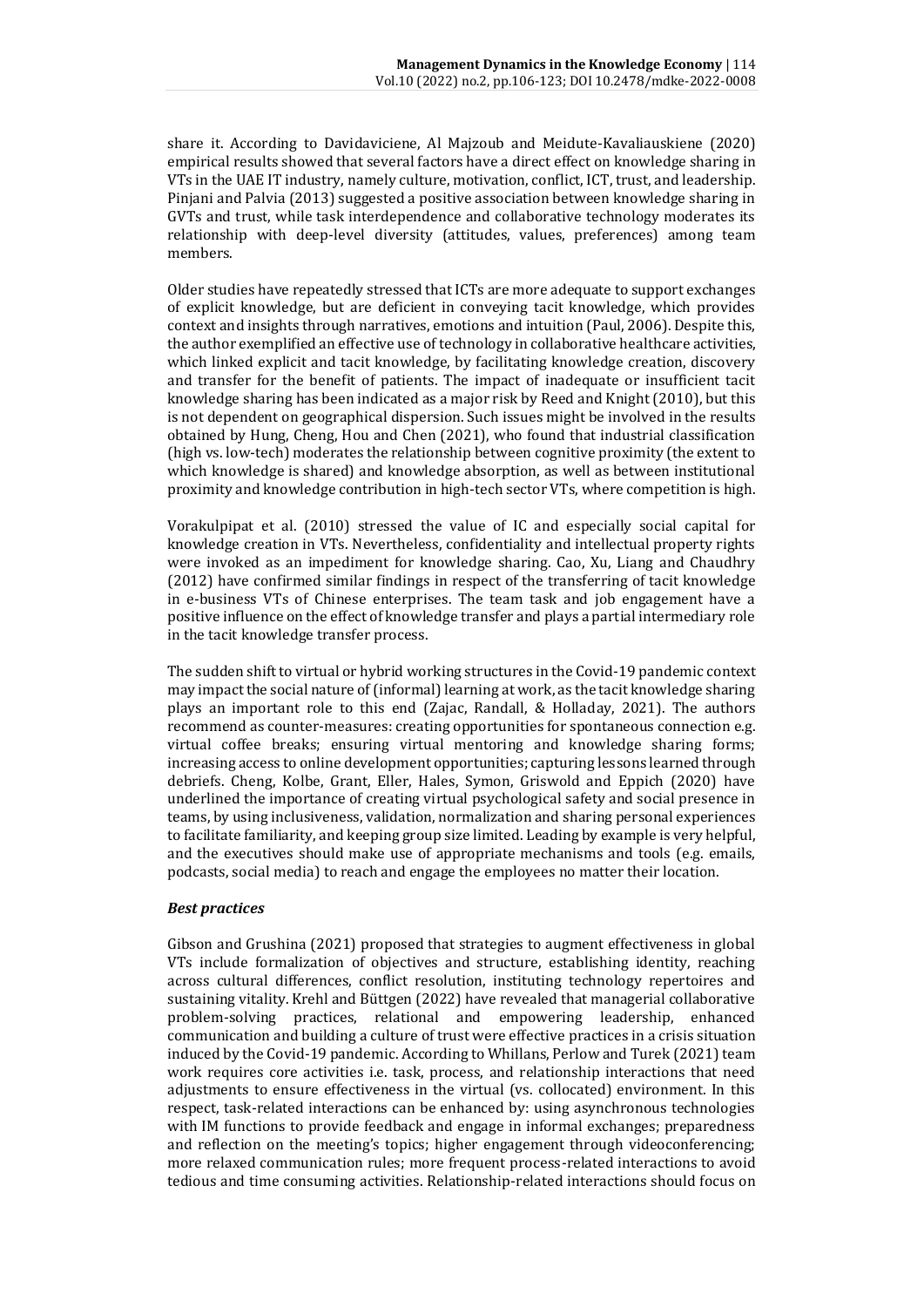share it. According to Davidaviciene, Al Majzoub and Meidute-Kavaliauskiene (2020) empirical results showed that several factors have a direct effect on knowledge sharing in VTs in the UAE IT industry, namely culture, motivation, conflict, ICT, trust, and leadership. Pinjani and Palvia (2013) suggested a positive association between knowledge sharing in GVTs and trust, while task interdependence and collaborative technology moderates its relationship with deep-level diversity (attitudes, values, preferences) among team members.

Older studies have repeatedly stressed that ICTs are more adequate to support exchanges of explicit knowledge, but are deficient in conveying tacit knowledge, which provides context and insights through narratives, emotions and intuition (Paul, 2006). Despite this, the author exemplified an effective use of technology in collaborative healthcare activities, which linked explicit and tacit knowledge, by facilitating knowledge creation, discovery and transfer for the benefit of patients. The impact of inadequate or insufficient tacit knowledge sharing has been indicated as a major risk by Reed and Knight (2010), but this is not dependent on geographical dispersion. Such issues might be involved in the results obtained by Hung, Cheng, Hou and Chen (2021), who found that industrial classification (high vs. low-tech) moderates the relationship between cognitive proximity (the extent to which knowledge is shared) and knowledge absorption, as well as between institutional proximity and knowledge contribution in high-tech sector VTs, where competition is high.

Vorakulpipat et al. (2010) stressed the value of IC and especially social capital for knowledge creation in VTs. Nevertheless, confidentiality and intellectual property rights were invoked as an impediment for knowledge sharing. Cao, Xu, Liang and Chaudhry (2012) have confirmed similar findings in respect of the transferring of tacit knowledge in e-business VTs of Chinese enterprises. The team task and job engagement have a positive influence on the effect of knowledge transfer and plays a partial intermediary role in the tacit knowledge transfer process.

The sudden shift to virtual or hybrid working structures in the Covid-19 pandemic context may impact the social nature of (informal) learning at work, as the tacit knowledge sharing plays an important role to this end (Zajac, Randall, & Holladay, 2021). The authors recommend as counter-measures: creating opportunities for spontaneous connection e.g. virtual coffee breaks; ensuring virtual mentoring and knowledge sharing forms; increasing access to online development opportunities; capturing lessons learned through debriefs. Cheng, Kolbe, Grant, Eller, Hales, Symon, Griswold and Eppich (2020) have underlined the importance of creating virtual psychological safety and social presence in teams, by using inclusiveness, validation, normalization and sharing personal experiences to facilitate familiarity, and keeping group size limited. Leading by example is very helpful, and the executives should make use of appropriate mechanisms and tools (e.g. emails, podcasts, social media) to reach and engage the employees no matter their location.

### *Best practices*

Gibson and Grushina (2021) proposed that strategies to augment effectiveness in global VTs include formalization of objectives and structure, establishing identity, reaching across cultural differences, conflict resolution, instituting technology repertoires and sustaining vitality. Krehl and Büttgen (2022) have revealed that managerial collaborative problem-solving practices, relational and empowering leadership, enhanced communication and building a culture of trust were effective practices in a crisis situation induced by the Covid-19 pandemic. According to Whillans, Perlow and Turek (2021) team work requires core activities i.e. task, process, and relationship interactions that need adjustments to ensure effectiveness in the virtual (vs. collocated) environment. In this respect, task-related interactions can be enhanced by: using asynchronous technologies with IM functions to provide feedback and engage in informal exchanges; preparedness and reflection on the meeting's topics; higher engagement through videoconferencing; more relaxed communication rules; more frequent process-related interactions to avoid tedious and time consuming activities. Relationship-related interactions should focus on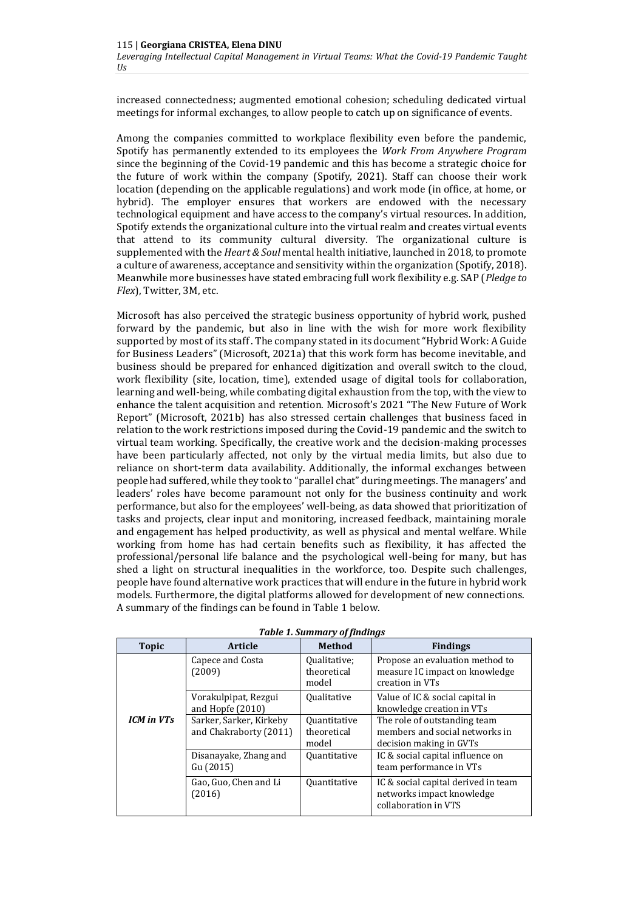increased connectedness; augmented emotional cohesion; scheduling dedicated virtual meetings for informal exchanges, to allow people to catch up on significance of events.

Among the companies committed to workplace flexibility even before the pandemic, Spotify has permanently extended to its employees the *Work From Anywhere Program* since the beginning of the Covid-19 pandemic and this has become a strategic choice for the future of work within the company (Spotify, 2021). Staff can choose their work location (depending on the applicable regulations) and work mode (in office, at home, or hybrid). The employer ensures that workers are endowed with the necessary technological equipment and have access to the company's virtual resources. In addition, Spotify extends the organizational culture into the virtual realm and creates virtual events that attend to its community cultural diversity. The organizational culture is supplemented with the *Heart & Soul* mental health initiative, launched in 2018, to promote a culture of awareness, acceptance and sensitivity within the organization (Spotify, 2018). Meanwhile more businesses have stated embracing full work flexibility e.g. SAP (*Pledge to Flex*), Twitter, 3M, etc.

Microsoft has also perceived the strategic business opportunity of hybrid work, pushed forward by the pandemic, but also in line with the wish for more work flexibility supported by most of its staff. The company stated in its document "Hybrid Work: A Guide for Business Leaders" (Microsoft, 2021a) that this work form has become inevitable, and business should be prepared for enhanced digitization and overall switch to the cloud, work flexibility (site, location, time), extended usage of digital tools for collaboration, learning and well-being, while combating digital exhaustion from the top, with the view to enhance the talent acquisition and retention. Microsoft's 2021 "The New Future of Work Report" (Microsoft, 2021b) has also stressed certain challenges that business faced in relation to the work restrictions imposed during the Covid-19 pandemic and the switch to virtual team working. Specifically, the creative work and the decision-making processes have been particularly affected, not only by the virtual media limits, but also due to reliance on short-term data availability. Additionally, the informal exchanges between people had suffered, while they took to "parallel chat" during meetings. The managers' and leaders' roles have become paramount not only for the business continuity and work performance, but also for the employees' well-being, as data showed that prioritization of tasks and projects, clear input and monitoring, increased feedback, maintaining morale and engagement has helped productivity, as well as physical and mental welfare. While working from home has had certain benefits such as flexibility, it has affected the professional/personal life balance and the psychological well-being for many, but has shed a light on structural inequalities in the workforce, too. Despite such challenges, people have found alternative work practices that will endure in the future in hybrid work models. Furthermore, the digital platforms allowed for development of new connections. A summary of the findings can be found in Table 1 below.

***Table 1. Summary of findings***

| Topic | Article | Method | Findings |
|---|---|---|---|
| ***ICM in VTs*** | Capece and Costa (2009) | Qualitative; theoretical model | Propose an evaluation method to measure IC impact on knowledge creation in VTs |
| | Vorakulpipat, Rezgui and Hopfe (2010) | Qualitative | Value of IC & social capital in knowledge creation in VTs |
| | Sarker, Sarker, Kirkeby and Chakraborty (2011) | Quantitative theoretical model | The role of outstanding team members and social networks in decision making in GVTs |
| | Disanayake, Zhang and Gu (2015) | Quantitative | IC & social capital influence on team performance in VTs |
| | Gao, Guo, Chen and Li (2016) | Quantitative | IC & social capital derived in team networks impact knowledge collaboration in VTS |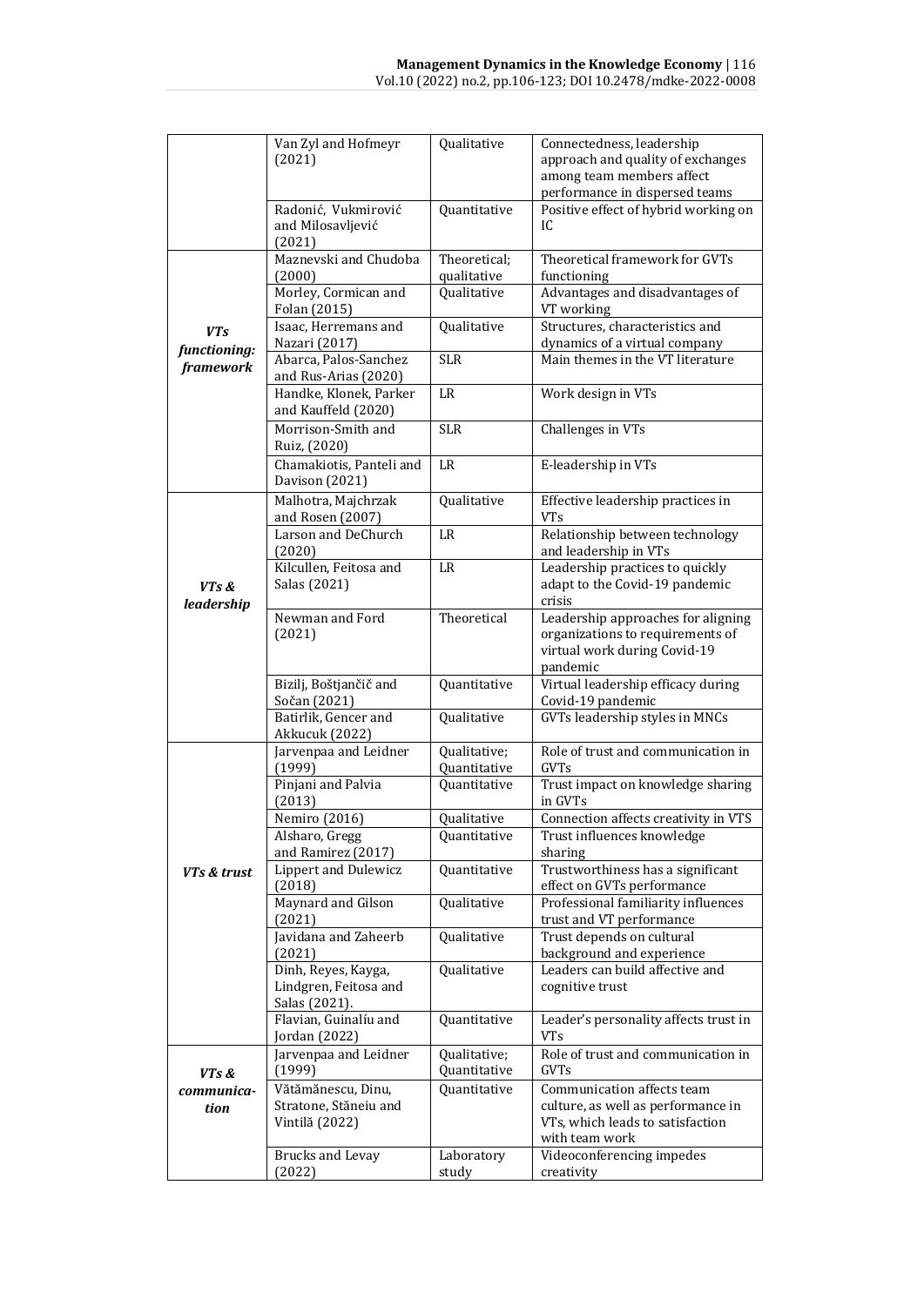| | | | |
|---|---|---|---|
| | Van Zyl and Hofmeyr (2021) | Qualitative | Connectedness, leadership approach and quality of exchanges among team members affect performance in dispersed teams |
| | Radonić, Vukmirović and Milosavljević (2021) | Quantitative | Positive effect of hybrid working on IC |
| ***VTs functioning: framework*** | Maznevski and Chudoba (2000) | Theoretical; qualitative | Theoretical framework for GVTs functioning |
| | Morley, Cormican and Folan (2015) | Qualitative | Advantages and disadvantages of VT working |
| | Isaac, Herremans and Nazari (2017) | Qualitative | Structures, characteristics and dynamics of a virtual company |
| | Abarca, Palos-Sanchez and Rus-Arias (2020) | SLR | Main themes in the VT literature |
| | Handke, Klonek, Parker and Kauffeld (2020) | LR | Work design in VTs |
| | Morrison-Smith and Ruiz, (2020) | SLR | Challenges in VTs |
| | Chamakiotis, Panteli and Davison (2021) | LR | E-leadership in VTs |
| ***VTs & leadership*** | Malhotra, Majchrzak and Rosen (2007) | Qualitative | Effective leadership practices in VTs |
| | Larson and DeChurch (2020) | LR | Relationship between technology and leadership in VTs |
| | Kilcullen, Feitosa and Salas (2021) | LR | Leadership practices to quickly adapt to the Covid-19 pandemic crisis |
| | Newman and Ford (2021) | Theoretical | Leadership approaches for aligning organizations to requirements of virtual work during Covid-19 pandemic |
| | Bizilj, Boštjančič and Sočan (2021) | Quantitative | Virtual leadership efficacy during Covid-19 pandemic |
| | Batirlik, Gencer and Akkucuk (2022) | Qualitative | GVTs leadership styles in MNCs |
| ***VTs & trust*** | Jarvenpaa and Leidner (1999) | Qualitative; Quantitative | Role of trust and communication in GVTs |
| | Pinjani and Palvia (2013) | Quantitative | Trust impact on knowledge sharing in GVTs |
| | Nemiro (2016) | Qualitative | Connection affects creativity in VTS |
| | Alsharo, Gregg and Ramirez (2017) | Quantitative | Trust influences knowledge sharing |
| | Lippert and Dulewicz (2018) | Quantitative | Trustworthiness has a significant effect on GVTs performance |
| | Maynard and Gilson (2021) | Qualitative | Professional familiarity influences trust and VT performance |
| | Javidana and Zaheerb (2021) | Qualitative | Trust depends on cultural background and experience |
| | Dinh, Reyes, Kayga, Lindgren, Feitosa and Salas (2021). | Qualitative | Leaders can build affective and cognitive trust |
| | Flavian, Guinalíu and Jordan (2022) | Quantitative | Leader's personality affects trust in VTs |
| ***VTs & communication*** | Jarvenpaa and Leidner (1999) | Qualitative; Quantitative | Role of trust and communication in GVTs |
| | Vătămănescu, Dinu, Stratone, Stăneiu and Vintilă (2022) | Quantitative | Communication affects team culture, as well as performance in VTs, which leads to satisfaction with team work |
| | Brucks and Levay (2022) | Laboratory study | Videoconferencing impedes creativity |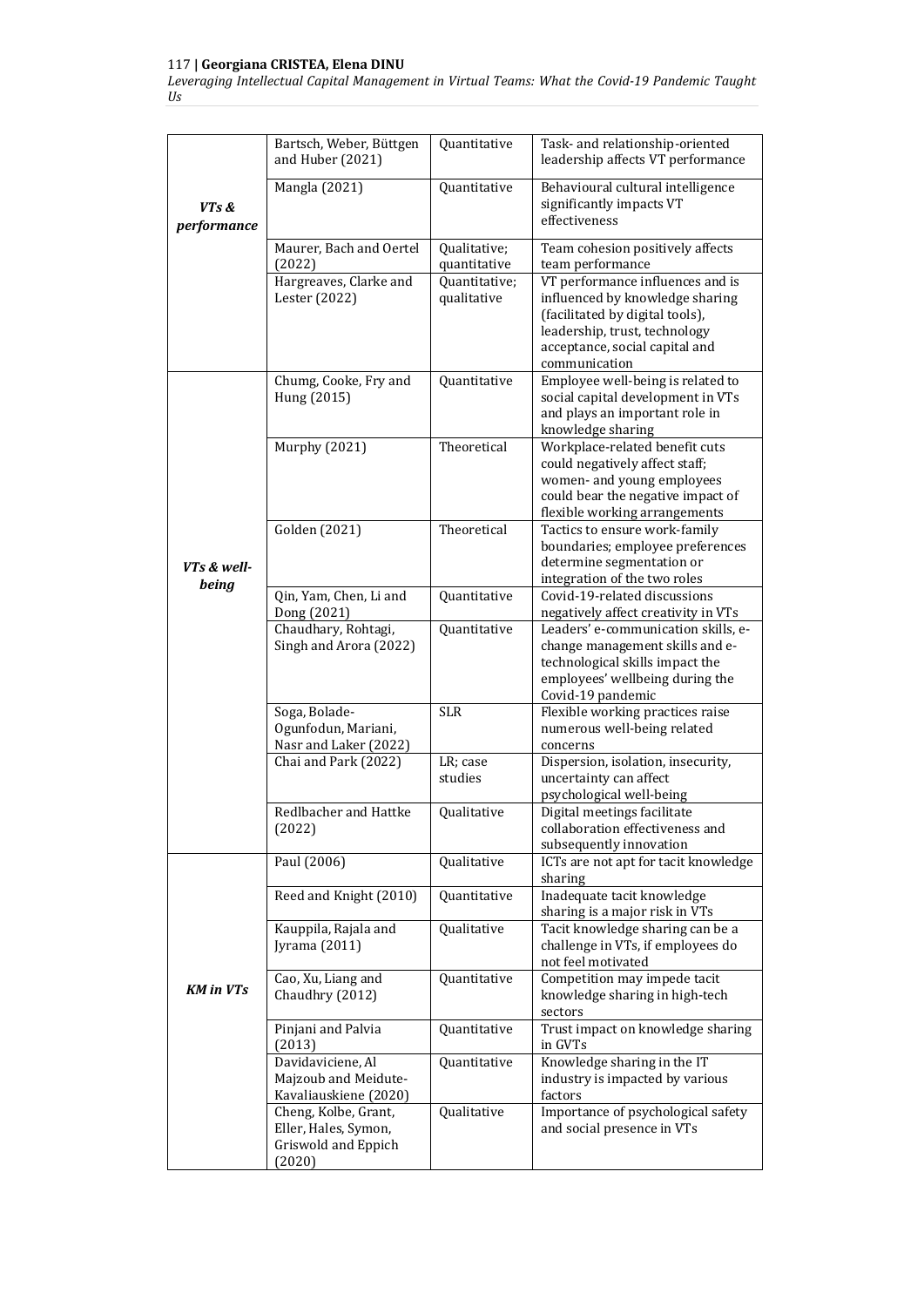| | | | |
|---|---|---|---|
| ***VTs & performance*** | Bartsch, Weber, Büttgen and Huber (2021) | Quantitative | Task- and relationship-oriented leadership affects VT performance |
| | Mangla (2021) | Quantitative | Behavioural cultural intelligence significantly impacts VT effectiveness |
| | Maurer, Bach and Oertel (2022) | Qualitative; quantitative | Team cohesion positively affects team performance |
| | Hargreaves, Clarke and Lester (2022) | Quantitative; qualitative | VT performance influences and is influenced by knowledge sharing (facilitated by digital tools), leadership, trust, technology acceptance, social capital and communication |
| ***VTs & well-being*** | Chumg, Cooke, Fry and Hung (2015) | Quantitative | Employee well-being is related to social capital development in VTs and plays an important role in knowledge sharing |
| | Murphy (2021) | Theoretical | Workplace-related benefit cuts could negatively affect staff; women- and young employees could bear the negative impact of flexible working arrangements |
| | Golden (2021) | Theoretical | Tactics to ensure work-family boundaries; employee preferences determine segmentation or integration of the two roles |
| | Qin, Yam, Chen, Li and Dong (2021) | Quantitative | Covid-19-related discussions negatively affect creativity in VTs |
| | Chaudhary, Rohtagi, Singh and Arora (2022) | Quantitative | Leaders' e-communication skills, e-change management skills and e-technological skills impact the employees' wellbeing during the Covid-19 pandemic |
| | Soga, Bolade-Ogunfodun, Mariani, Nasr and Laker (2022) | SLR | Flexible working practices raise numerous well-being related concerns |
| | Chai and Park (2022) | LR; case studies | Dispersion, isolation, insecurity, uncertainty can affect psychological well-being |
| | Redlbacher and Hattke (2022) | Qualitative | Digital meetings facilitate collaboration effectiveness and subsequently innovation |
| ***KM in VTs*** | Paul (2006) | Qualitative | ICTs are not apt for tacit knowledge sharing |
| | Reed and Knight (2010) | Quantitative | Inadequate tacit knowledge sharing is a major risk in VTs |
| | Kauppila, Rajala and Jyrama (2011) | Qualitative | Tacit knowledge sharing can be a challenge in VTs, if employees do not feel motivated |
| | Cao, Xu, Liang and Chaudhry (2012) | Quantitative | Competition may impede tacit knowledge sharing in high-tech sectors |
| | Pinjani and Palvia (2013) | Quantitative | Trust impact on knowledge sharing in GVTs |
| | Davidaviciene, Al Majzoub and Meidute-Kavaliauskiene (2020) | Quantitative | Knowledge sharing in the IT industry is impacted by various factors |
| | Cheng, Kolbe, Grant, Eller, Hales, Symon, Griswold and Eppich (2020) | Qualitative | Importance of psychological safety and social presence in VTs |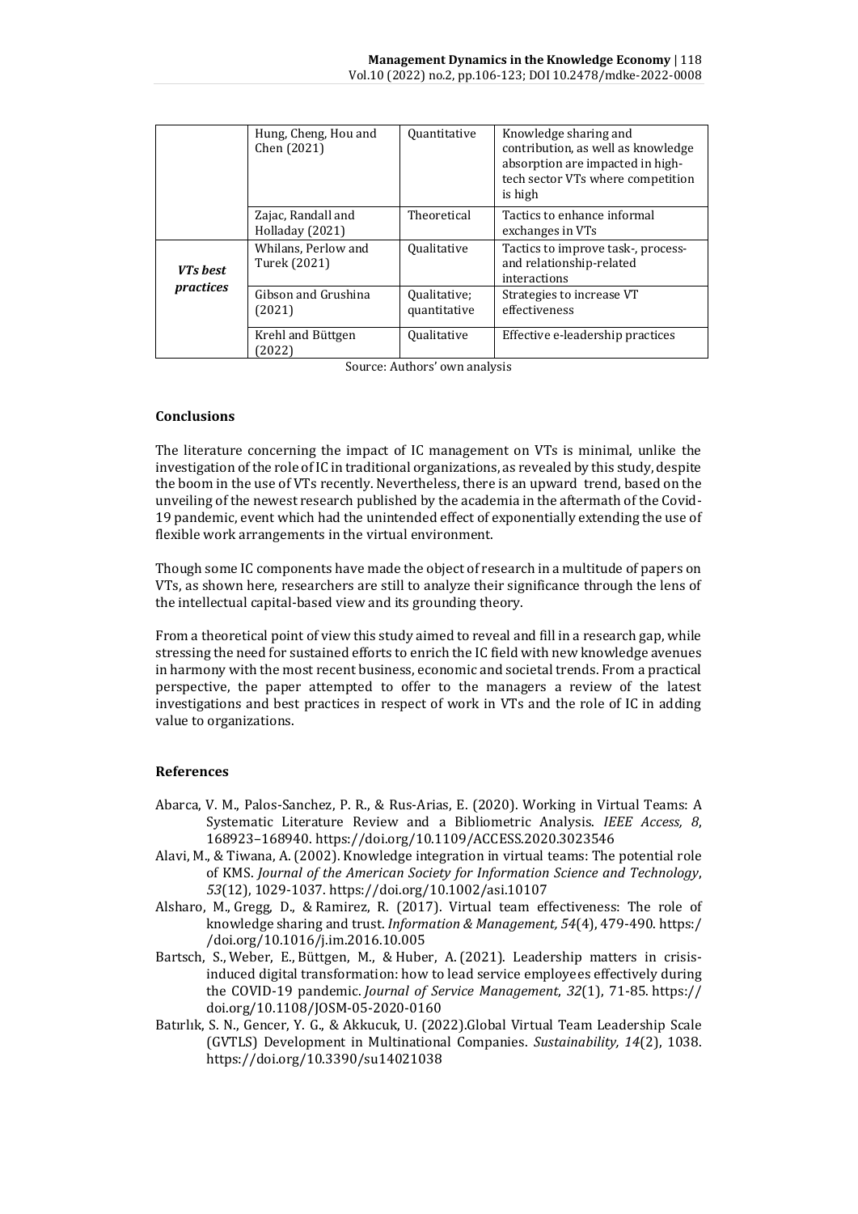| | Hung, Cheng, Hou and Chen (2021) | Quantitative | Knowledge sharing and contribution, as well as knowledge absorption are impacted in high-tech sector VTs where competition is high |
|---|---|---|---|
| | Zajac, Randall and Holladay (2021) | Theoretical | Tactics to enhance informal exchanges in VTs |
| ***VTs best practices*** | Whilans, Perlow and Turek (2021) | Qualitative | Tactics to improve task-, process- and relationship-related interactions |
| | Gibson and Grushina (2021) | Qualitative; quantitative | Strategies to increase VT effectiveness |
| | Krehl and Büttgen (2022) | Qualitative | Effective e-leadership practices |

Source: Authors' own analysis

### Conclusions

The literature concerning the impact of IC management on VTs is minimal, unlike the investigation of the role of IC in traditional organizations, as revealed by this study, despite the boom in the use of VTs recently. Nevertheless, there is an upward trend, based on the unveiling of the newest research published by the academia in the aftermath of the Covid-19 pandemic, event which had the unintended effect of exponentially extending the use of flexible work arrangements in the virtual environment.

Though some IC components have made the object of research in a multitude of papers on VTs, as shown here, researchers are still to analyze their significance through the lens of the intellectual capital-based view and its grounding theory.

From a theoretical point of view this study aimed to reveal and fill in a research gap, while stressing the need for sustained efforts to enrich the IC field with new knowledge avenues in harmony with the most recent business, economic and societal trends. From a practical perspective, the paper attempted to offer to the managers a review of the latest investigations and best practices in respect of work in VTs and the role of IC in adding value to organizations.

### References

Abarca, V. M., Palos-Sanchez, P. R., & Rus-Arias, E. (2020). Working in Virtual Teams: A Systematic Literature Review and a Bibliometric Analysis. *IEEE Access, 8*, 168923–168940. https://doi.org/10.1109/ACCESS.2020.3023546

Alavi, M., & Tiwana, A. (2002). Knowledge integration in virtual teams: The potential role of KMS. *Journal of the American Society for Information Science and Technology*, *53*(12), 1029-1037. https://doi.org/10.1002/asi.10107

Alsharo, M., Gregg, D., & Ramirez, R. (2017). Virtual team effectiveness: The role of knowledge sharing and trust. *Information & Management, 54*(4), 479-490. https://doi.org/10.1016/j.im.2016.10.005

Bartsch, S., Weber, E., Büttgen, M., & Huber, A. (2021). Leadership matters in crisis-induced digital transformation: how to lead service employees effectively during the COVID-19 pandemic. *Journal of Service Management*, *32*(1), 71-85. https://doi.org/10.1108/JOSM-05-2020-0160

Batırlık, S. N., Gencer, Y. G., & Akkucuk, U. (2022).Global Virtual Team Leadership Scale (GVTLS) Development in Multinational Companies. *Sustainability, 14*(2), 1038. https://doi.org/10.3390/su14021038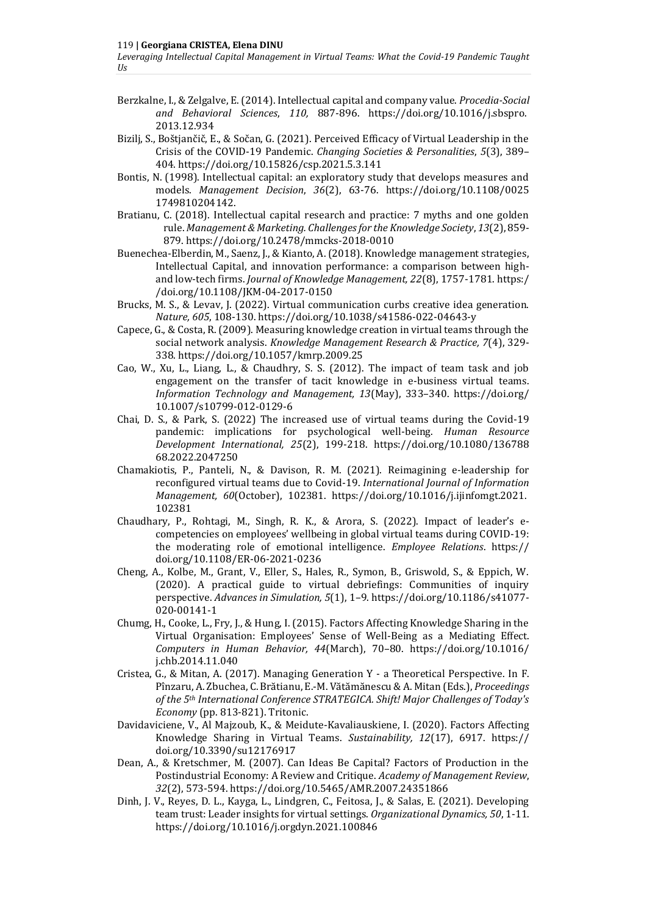Berzkalne, I., & Zelgalve, E. (2014). Intellectual capital and company value. *Procedia-Social and Behavioral Sciences*, *110,* 887-896. https://doi.org/10.1016/j.sbspro.2013.12.934

Bizilj, S., Boštjančič, E., & Sočan, G. (2021). Perceived Efficacy of Virtual Leadership in the Crisis of the COVID-19 Pandemic. *Changing Societies & Personalities*, *5*(3), 389–404. https://doi.org/10.15826/csp.2021.5.3.141

Bontis, N. (1998). Intellectual capital: an exploratory study that develops measures and models. *Management Decision*, *36*(2), 63-76. https://doi.org/10.1108/00251749810204142.

Bratianu, C. (2018). Intellectual capital research and practice: 7 myths and one golden rule. *Management & Marketing. Challenges for the Knowledge Society*, *13*(2), 859-879. https://doi.org/10.2478/mmcks-2018-0010

Buenechea-Elberdin, M., Saenz, J., & Kianto, A. (2018). Knowledge management strategies, Intellectual Capital, and innovation performance: a comparison between high- and low-tech firms. *Journal of Knowledge Management, 22*(8), 1757-1781. https://doi.org/10.1108/JKM-04-2017-0150

Brucks, M. S., & Levav, J. (2022). Virtual communication curbs creative idea generation. *Nature, 605*, 108-130. https://doi.org/10.1038/s41586-022-04643-y

Capece, G., & Costa, R. (2009). Measuring knowledge creation in virtual teams through the social network analysis. *Knowledge Management Research & Practice, 7*(4), 329-338. https://doi.org/10.1057/kmrp.2009.25

Cao, W., Xu, L., Liang, L., & Chaudhry, S. S. (2012). The impact of team task and job engagement on the transfer of tacit knowledge in e-business virtual teams. *Information Technology and Management, 13*(May), 333–340. https://doi.org/10.1007/s10799-012-0129-6

Chai, D. S., & Park, S. (2022) The increased use of virtual teams during the Covid-19 pandemic: implications for psychological well-being. *Human Resource Development International, 25*(2), 199-218. https://doi.org/10.1080/13678868.2022.2047250

Chamakiotis, P., Panteli, N., & Davison, R. M. (2021). Reimagining e-leadership for reconfigured virtual teams due to Covid-19. *International Journal of Information Management, 60*(October), 102381. https://doi.org/10.1016/j.ijinfomgt.2021.102381

Chaudhary, P., Rohtagi, M., Singh, R. K., & Arora, S. (2022). Impact of leader's e-competencies on employees' wellbeing in global virtual teams during COVID-19: the moderating role of emotional intelligence. *Employee Relations*. https://doi.org/10.1108/ER-06-2021-0236

Cheng, A., Kolbe, M., Grant, V., Eller, S., Hales, R., Symon, B., Griswold, S., & Eppich, W. (2020). A practical guide to virtual debriefings: Communities of inquiry perspective. *Advances in Simulation, 5*(1), 1–9. https://doi.org/10.1186/s41077-020-00141-1

Chumg, H., Cooke, L., Fry, J., & Hung, I. (2015). Factors Affecting Knowledge Sharing in the Virtual Organisation: Employees' Sense of Well-Being as a Mediating Effect. *Computers in Human Behavior, 44*(March), 70–80. https://doi.org/10.1016/j.chb.2014.11.040

Cristea, G., & Mitan, A. (2017). Managing Generation Y - a Theoretical Perspective. In F. Pînzaru, A. Zbuchea, C. Brătianu, E.-M. Vătămănescu & A. Mitan (Eds.), *Proceedings of the 5th International Conference STRATEGICA. Shift! Major Challenges of Today's Economy* (pp. 813-821). Tritonic.

Davidaviciene, V., Al Majzoub, K., & Meidute-Kavaliauskiene, I. (2020). Factors Affecting Knowledge Sharing in Virtual Teams. *Sustainability, 12*(17), 6917. https://doi.org/10.3390/su12176917

Dean, A., & Kretschmer, M. (2007). Can Ideas Be Capital? Factors of Production in the Postindustrial Economy: A Review and Critique. *Academy of Management Review*, *32*(2), 573-594. https://doi.org/10.5465/AMR.2007.24351866

Dinh, J. V., Reyes, D. L., Kayga, L., Lindgren, C., Feitosa, J., & Salas, E. (2021). Developing team trust: Leader insights for virtual settings. *Organizational Dynamics, 50*, 1-11. https://doi.org/10.1016/j.orgdyn.2021.100846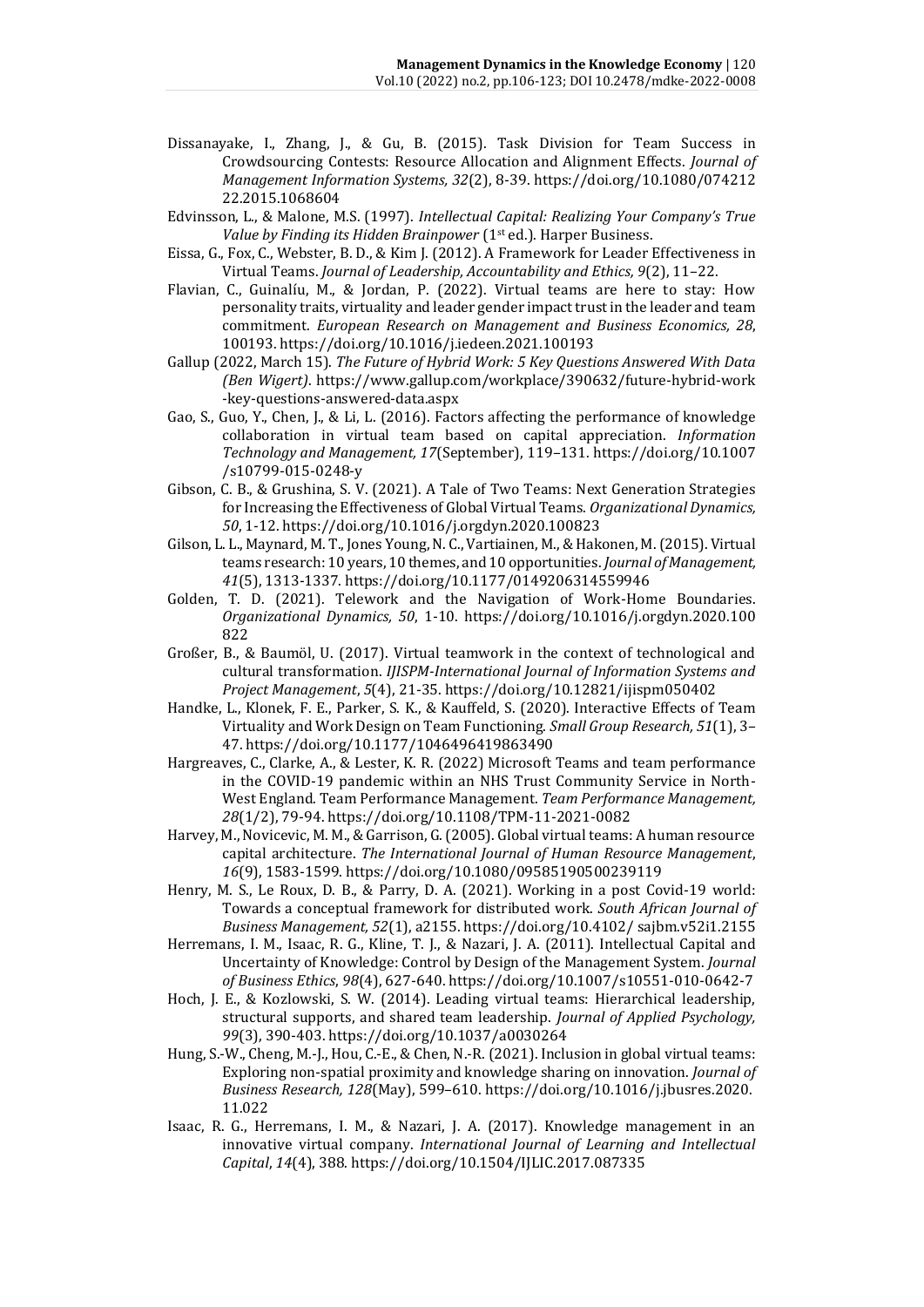Dissanayake, I., Zhang, J., & Gu, B. (2015). Task Division for Team Success in Crowdsourcing Contests: Resource Allocation and Alignment Effects. *Journal of Management Information Systems, 32*(2), 8-39. https://doi.org/10.1080/07421222.2015.1068604

Edvinsson, L., & Malone, M.S. (1997). *Intellectual Capital: Realizing Your Company's True Value by Finding its Hidden Brainpower* (1st ed.). Harper Business.

Eissa, G., Fox, C., Webster, B. D., & Kim J. (2012). A Framework for Leader Effectiveness in Virtual Teams. *Journal of Leadership, Accountability and Ethics, 9*(2), 11–22.

Flavian, C., Guinalíu, M., & Jordan, P. (2022). Virtual teams are here to stay: How personality traits, virtuality and leader gender impact trust in the leader and team commitment. *European Research on Management and Business Economics, 28*, 100193. https://doi.org/10.1016/j.iedeen.2021.100193

Gallup (2022, March 15). *The Future of Hybrid Work: 5 Key Questions Answered With Data (Ben Wigert)*. https://www.gallup.com/workplace/390632/future-hybrid-work-key-questions-answered-data.aspx

Gao, S., Guo, Y., Chen, J., & Li, L. (2016). Factors affecting the performance of knowledge collaboration in virtual team based on capital appreciation. *Information Technology and Management, 17*(September), 119–131. https://doi.org/10.1007/s10799-015-0248-y

Gibson, C. B., & Grushina, S. V. (2021). A Tale of Two Teams: Next Generation Strategies for Increasing the Effectiveness of Global Virtual Teams. *Organizational Dynamics, 50*, 1-12. https://doi.org/10.1016/j.orgdyn.2020.100823

Gilson, L. L., Maynard, M. T., Jones Young, N. C., Vartiainen, M., & Hakonen, M. (2015). Virtual teams research: 10 years, 10 themes, and 10 opportunities. *Journal of Management, 41*(5), 1313-1337. https://doi.org/10.1177/0149206314559946

Golden, T. D. (2021). Telework and the Navigation of Work-Home Boundaries. *Organizational Dynamics, 50*, 1-10. https://doi.org/10.1016/j.orgdyn.2020.100822

Großer, B., & Baumöl, U. (2017). Virtual teamwork in the context of technological and cultural transformation. *IJISPM-International Journal of Information Systems and Project Management*, *5*(4), 21-35. https://doi.org/10.12821/ijispm050402

Handke, L., Klonek, F. E., Parker, S. K., & Kauffeld, S. (2020). Interactive Effects of Team Virtuality and Work Design on Team Functioning. *Small Group Research, 51*(1), 3–47. https://doi.org/10.1177/1046496419863490

Hargreaves, C., Clarke, A., & Lester, K. R. (2022) Microsoft Teams and team performance in the COVID-19 pandemic within an NHS Trust Community Service in North-West England. Team Performance Management. *Team Performance Management, 28*(1/2), 79-94. https://doi.org/10.1108/TPM-11-2021-0082

Harvey, M., Novicevic, M. M., & Garrison, G. (2005). Global virtual teams: A human resource capital architecture. *The International Journal of Human Resource Management*, *16*(9), 1583-1599. https://doi.org/10.1080/09585190500239119

Henry, M. S., Le Roux, D. B., & Parry, D. A. (2021). Working in a post Covid-19 world: Towards a conceptual framework for distributed work. *South African Journal of Business Management, 52*(1), a2155. https://doi.org/10.4102/ sajbm.v52i1.2155

Herremans, I. M., Isaac, R. G., Kline, T. J., & Nazari, J. A. (2011). Intellectual Capital and Uncertainty of Knowledge: Control by Design of the Management System. *Journal of Business Ethics*, *98*(4), 627-640. https://doi.org/10.1007/s10551-010-0642-7

Hoch, J. E., & Kozlowski, S. W. (2014). Leading virtual teams: Hierarchical leadership, structural supports, and shared team leadership. *Journal of Applied Psychology, 99*(3), 390-403. https://doi.org/10.1037/a0030264

Hung, S.-W., Cheng, M.-J., Hou, C.-E., & Chen, N.-R. (2021). Inclusion in global virtual teams: Exploring non-spatial proximity and knowledge sharing on innovation. *Journal of Business Research, 128*(May), 599–610. https://doi.org/10.1016/j.jbusres.2020.11.022

Isaac, R. G., Herremans, I. M., & Nazari, J. A. (2017). Knowledge management in an innovative virtual company. *International Journal of Learning and Intellectual Capital*, *14*(4), 388. https://doi.org/10.1504/IJLIC.2017.087335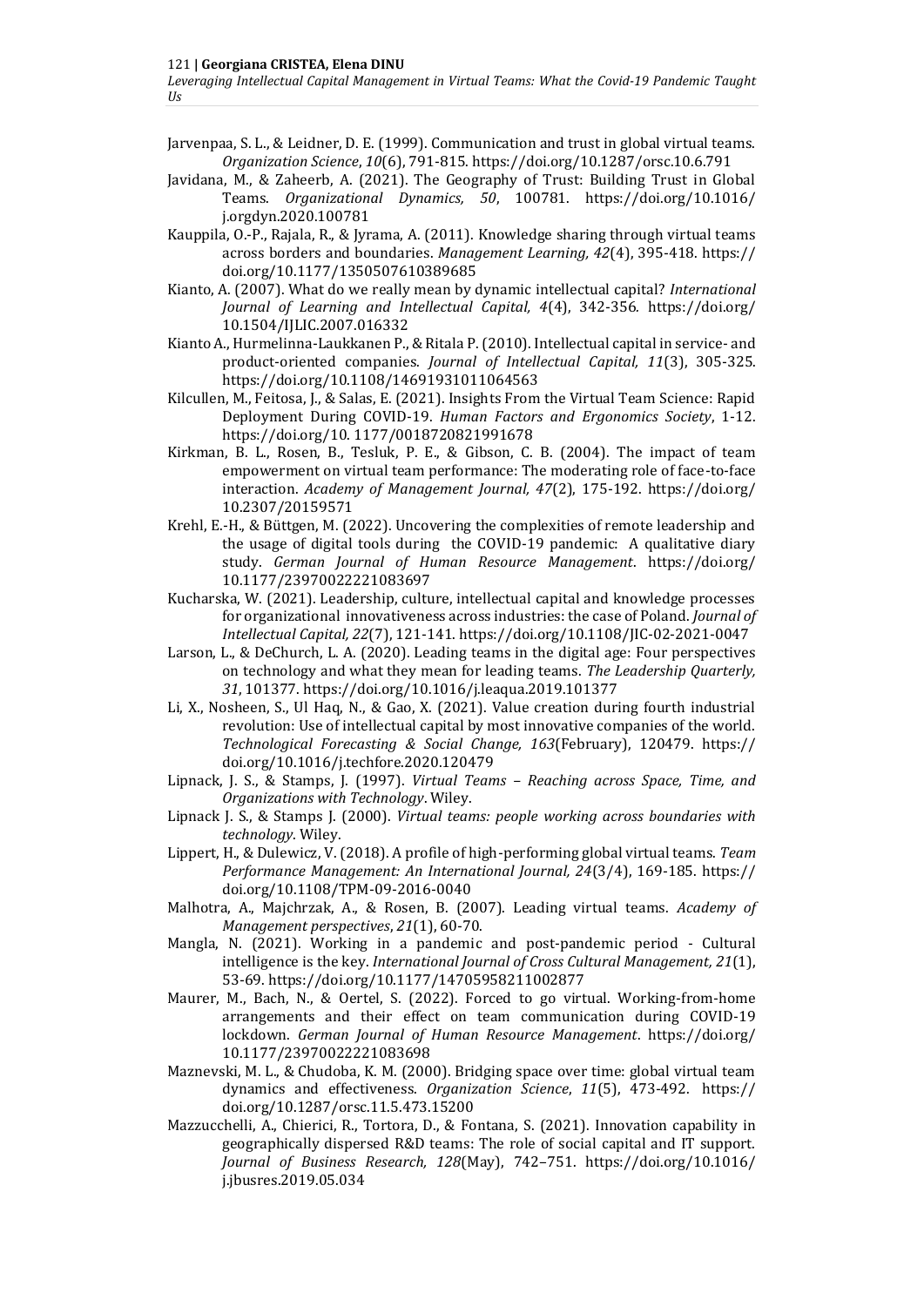Jarvenpaa, S. L., & Leidner, D. E. (1999). Communication and trust in global virtual teams. *Organization Science*, *10*(6), 791-815. https://doi.org/10.1287/orsc.10.6.791

Javidana, M., & Zaheerb, A. (2021). The Geography of Trust: Building Trust in Global Teams. *Organizational Dynamics, 50*, 100781. https://doi.org/10.1016/j.orgdyn.2020.100781

Kauppila, O.-P., Rajala, R., & Jyrama, A. (2011). Knowledge sharing through virtual teams across borders and boundaries. *Management Learning, 42*(4), 395-418. https://doi.org/10.1177/1350507610389685

Kianto, A. (2007). What do we really mean by dynamic intellectual capital? *International Journal of Learning and Intellectual Capital, 4*(4), 342-356. https://doi.org/10.1504/IJLIC.2007.016332

Kianto A., Hurmelinna-Laukkanen P., & Ritala P. (2010). Intellectual capital in service- and product-oriented companies. *Journal of Intellectual Capital, 11*(3), 305-325. https://doi.org/10.1108/14691931011064563

Kilcullen, M., Feitosa, J., & Salas, E. (2021). Insights From the Virtual Team Science: Rapid Deployment During COVID-19. *Human Factors and Ergonomics Society*, 1-12. https://doi.org/10. 1177/0018720821991678

Kirkman, B. L., Rosen, B., Tesluk, P. E., & Gibson, C. B. (2004). The impact of team empowerment on virtual team performance: The moderating role of face-to-face interaction. *Academy of Management Journal, 47*(2), 175-192. https://doi.org/10.2307/20159571

Krehl, E.-H., & Büttgen, M. (2022). Uncovering the complexities of remote leadership and the usage of digital tools during the COVID-19 pandemic: A qualitative diary study. *German Journal of Human Resource Management*. https://doi.org/10.1177/23970022221083697

Kucharska, W. (2021). Leadership, culture, intellectual capital and knowledge processes for organizational innovativeness across industries: the case of Poland. *Journal of Intellectual Capital, 22*(7), 121-141. https://doi.org/10.1108/JIC-02-2021-0047

Larson, L., & DeChurch, L. A. (2020). Leading teams in the digital age: Four perspectives on technology and what they mean for leading teams. *The Leadership Quarterly, 31*, 101377. https://doi.org/10.1016/j.leaqua.2019.101377

Li, X., Nosheen, S., Ul Haq, N., & Gao, X. (2021). Value creation during fourth industrial revolution: Use of intellectual capital by most innovative companies of the world. *Technological Forecasting & Social Change, 163*(February), 120479. https://doi.org/10.1016/j.techfore.2020.120479

Lipnack, J. S., & Stamps, J. (1997). *Virtual Teams – Reaching across Space, Time, and Organizations with Technology*. Wiley.

Lipnack J. S., & Stamps J. (2000). *Virtual teams: people working across boundaries with technology*. Wiley.

Lippert, H., & Dulewicz, V. (2018). A profile of high-performing global virtual teams. *Team Performance Management: An International Journal, 24*(3/4), 169-185. https://doi.org/10.1108/TPM-09-2016-0040

Malhotra, A., Majchrzak, A., & Rosen, B. (2007). Leading virtual teams. *Academy of Management perspectives*, *21*(1), 60-70.

Mangla, N. (2021). Working in a pandemic and post-pandemic period - Cultural intelligence is the key. *International Journal of Cross Cultural Management, 21*(1), 53-69. https://doi.org/10.1177/14705958211002877

Maurer, M., Bach, N., & Oertel, S. (2022). Forced to go virtual. Working-from-home arrangements and their effect on team communication during COVID-19 lockdown. *German Journal of Human Resource Management*. https://doi.org/10.1177/23970022221083698

Maznevski, M. L., & Chudoba, K. M. (2000). Bridging space over time: global virtual team dynamics and effectiveness. *Organization Science*, *11*(5), 473-492. https://doi.org/10.1287/orsc.11.5.473.15200

Mazzucchelli, A., Chierici, R., Tortora, D., & Fontana, S. (2021). Innovation capability in geographically dispersed R&D teams: The role of social capital and IT support. *Journal of Business Research, 128*(May), 742–751. https://doi.org/10.1016/j.jbusres.2019.05.034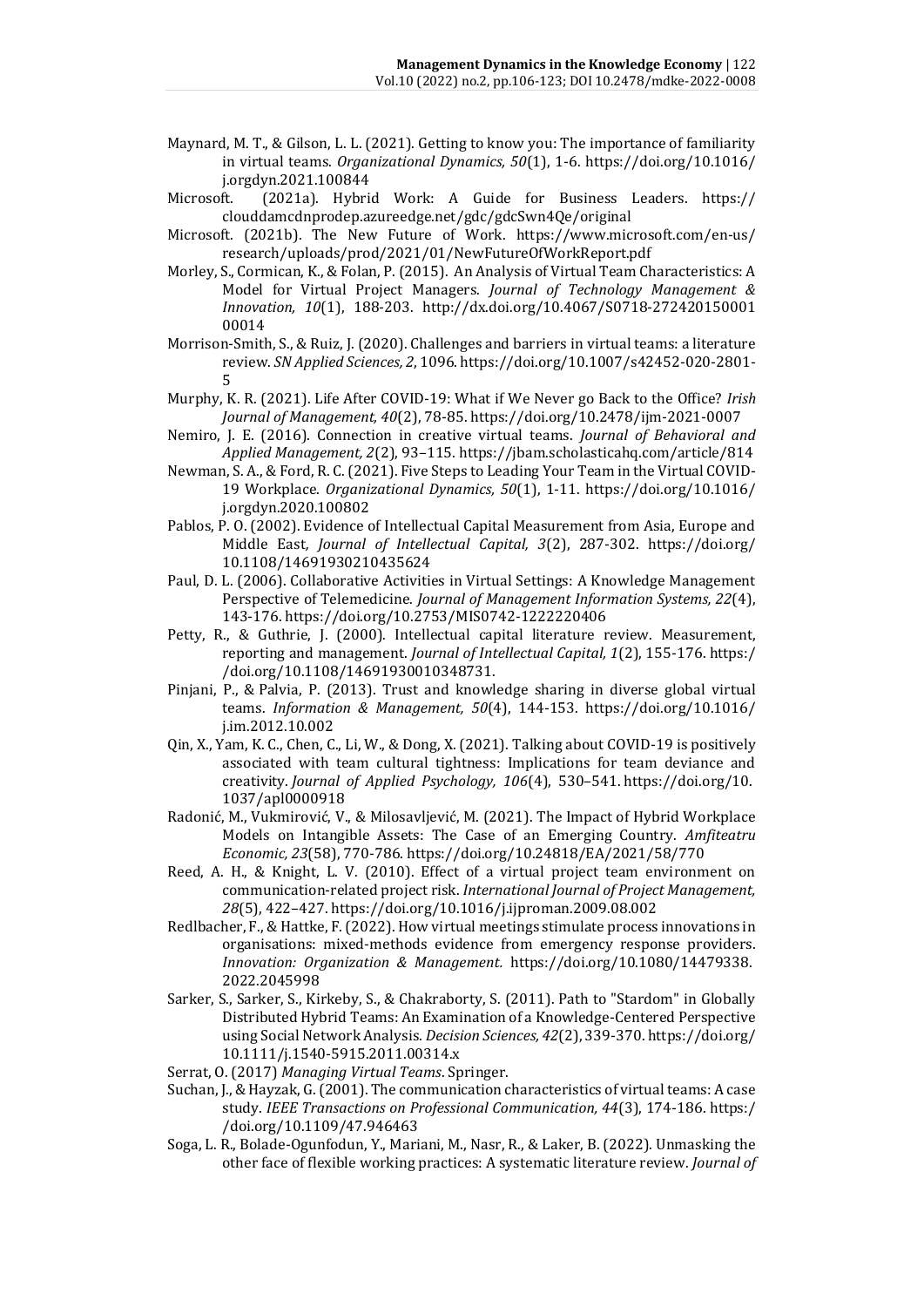Maynard, M. T., & Gilson, L. L. (2021). Getting to know you: The importance of familiarity in virtual teams. *Organizational Dynamics, 50*(1), 1-6. https://doi.org/10.1016/j.orgdyn.2021.100844

Microsoft. (2021a). Hybrid Work: A Guide for Business Leaders. https://clouddamcdnprodep.azureedge.net/gdc/gdcSwn4Qe/original

Microsoft. (2021b). The New Future of Work. https://www.microsoft.com/en-us/research/uploads/prod/2021/01/NewFutureOfWorkReport.pdf

Morley, S., Cormican, K., & Folan, P. (2015). An Analysis of Virtual Team Characteristics: A Model for Virtual Project Managers. *Journal of Technology Management & Innovation, 10*(1), 188-203. http://dx.doi.org/10.4067/S0718-27242015000100014

Morrison-Smith, S., & Ruiz, J. (2020). Challenges and barriers in virtual teams: a literature review. *SN Applied Sciences, 2*, 1096. https://doi.org/10.1007/s42452-020-2801-5

Murphy, K. R. (2021). Life After COVID-19: What if We Never go Back to the Office? *Irish Journal of Management, 40*(2), 78-85. https://doi.org/10.2478/ijm-2021-0007

Nemiro, J. E. (2016). Connection in creative virtual teams. *Journal of Behavioral and Applied Management, 2*(2), 93–115. https://jbam.scholasticahq.com/article/814

Newman, S. A., & Ford, R. C. (2021). Five Steps to Leading Your Team in the Virtual COVID-19 Workplace. *Organizational Dynamics, 50*(1), 1-11. https://doi.org/10.1016/j.orgdyn.2020.100802

Pablos, P. O. (2002). Evidence of Intellectual Capital Measurement from Asia, Europe and Middle East, *Journal of Intellectual Capital, 3*(2), 287-302. https://doi.org/10.1108/14691930210435624

Paul, D. L. (2006). Collaborative Activities in Virtual Settings: A Knowledge Management Perspective of Telemedicine. *Journal of Management Information Systems, 22*(4), 143-176. https://doi.org/10.2753/MIS0742-1222220406

Petty, R., & Guthrie, J. (2000). Intellectual capital literature review. Measurement, reporting and management. *Journal of Intellectual Capital, 1*(2), 155-176. https://doi.org/10.1108/14691930010348731.

Pinjani, P., & Palvia, P. (2013). Trust and knowledge sharing in diverse global virtual teams. *Information & Management, 50*(4), 144-153. https://doi.org/10.1016/j.im.2012.10.002

Qin, X., Yam, K. C., Chen, C., Li, W., & Dong, X. (2021). Talking about COVID-19 is positively associated with team cultural tightness: Implications for team deviance and creativity. *Journal of Applied Psychology, 106*(4), 530–541. https://doi.org/10.1037/apl0000918

Radonić, M., Vukmirović, V., & Milosavljević, M. (2021). The Impact of Hybrid Workplace Models on Intangible Assets: The Case of an Emerging Country. *Amfiteatru Economic, 23*(58), 770-786. https://doi.org/10.24818/EA/2021/58/770

Reed, A. H., & Knight, L. V. (2010). Effect of a virtual project team environment on communication-related project risk. *International Journal of Project Management, 28*(5), 422–427. https://doi.org/10.1016/j.ijproman.2009.08.002

Redlbacher, F., & Hattke, F. (2022). How virtual meetings stimulate process innovations in organisations: mixed-methods evidence from emergency response providers. *Innovation: Organization & Management.* https://doi.org/10.1080/14479338.2022.2045998

Sarker, S., Sarker, S., Kirkeby, S., & Chakraborty, S. (2011). Path to "Stardom" in Globally Distributed Hybrid Teams: An Examination of a Knowledge-Centered Perspective using Social Network Analysis. *Decision Sciences, 42*(2), 339-370. https://doi.org/10.1111/j.1540-5915.2011.00314.x

Serrat, O. (2017) *Managing Virtual Teams*. Springer.

Suchan, J., & Hayzak, G. (2001). The communication characteristics of virtual teams: A case study. *IEEE Transactions on Professional Communication, 44*(3), 174-186. https://doi.org/10.1109/47.946463

Soga, L. R., Bolade-Ogunfodun, Y., Mariani, M., Nasr, R., & Laker, B. (2022). Unmasking the other face of flexible working practices: A systematic literature review. *Journal of*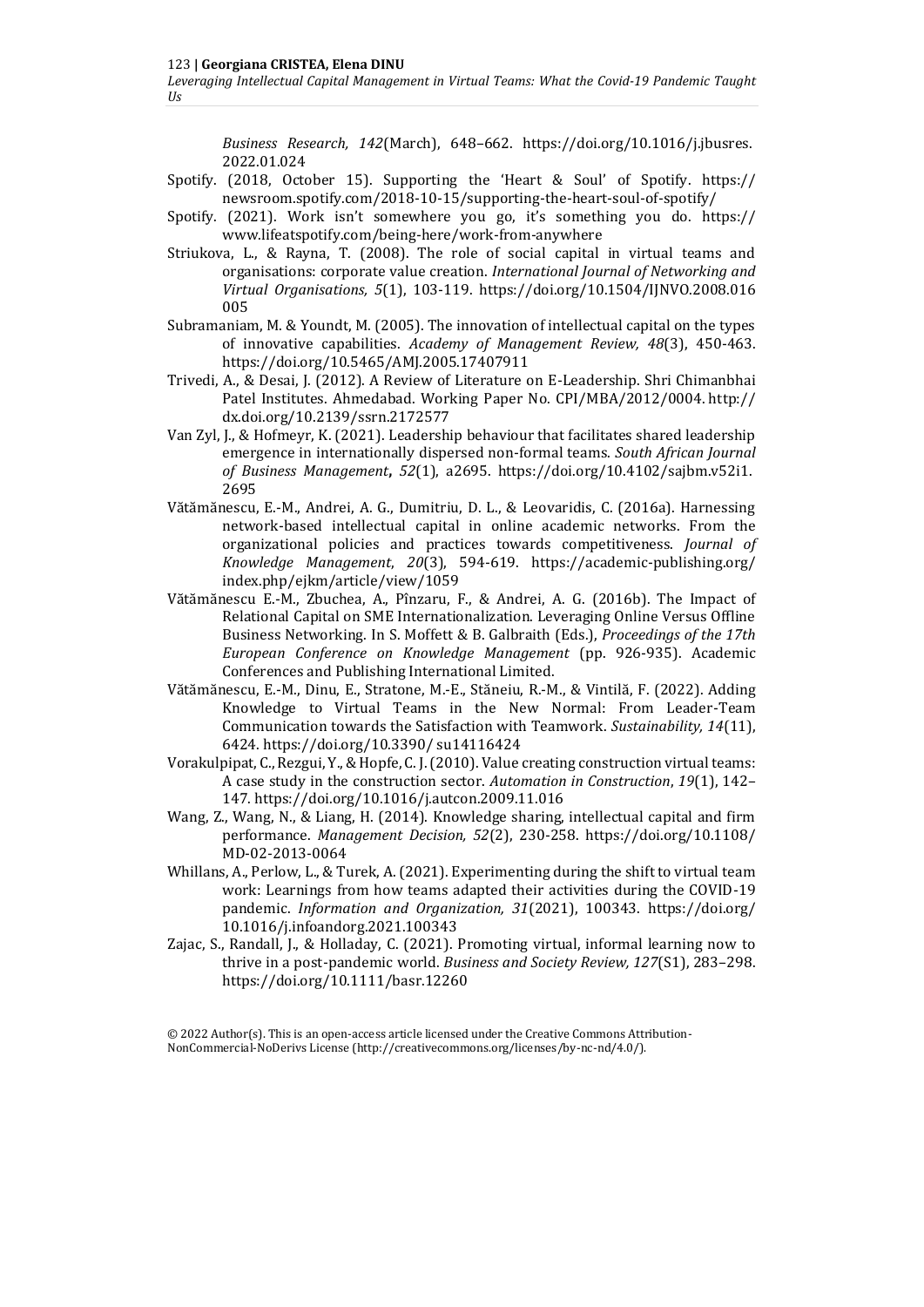*Business Research, 142*(March), 648–662. https://doi.org/10.1016/j.jbusres.2022.01.024

Spotify. (2018, October 15). Supporting the 'Heart & Soul' of Spotify. https://newsroom.spotify.com/2018-10-15/supporting-the-heart-soul-of-spotify/

Spotify. (2021). Work isn't somewhere you go, it's something you do. https://www.lifeatspotify.com/being-here/work-from-anywhere

Striukova, L., & Rayna, T. (2008). The role of social capital in virtual teams and organisations: corporate value creation. *International Journal of Networking and Virtual Organisations, 5*(1), 103-119. https://doi.org/10.1504/IJNVO.2008.016005

Subramaniam, M. & Youndt, M. (2005). The innovation of intellectual capital on the types of innovative capabilities. *Academy of Management Review, 48*(3), 450-463. https://doi.org/10.5465/AMJ.2005.17407911

Trivedi, A., & Desai, J. (2012). A Review of Literature on E-Leadership. Shri Chimanbhai Patel Institutes. Ahmedabad. Working Paper No. CPI/MBA/2012/0004. http://dx.doi.org/10.2139/ssrn.2172577

Van Zyl, J., & Hofmeyr, K. (2021). Leadership behaviour that facilitates shared leadership emergence in internationally dispersed non-formal teams. *South African Journal of Business Management*, *52*(1), a2695. https://doi.org/10.4102/sajbm.v52i1.2695

Vătămănescu, E.-M., Andrei, A. G., Dumitriu, D. L., & Leovaridis, C. (2016a). Harnessing network-based intellectual capital in online academic networks. From the organizational policies and practices towards competitiveness. *Journal of Knowledge Management*, *20*(3), 594-619. https://academic-publishing.org/index.php/ejkm/article/view/1059

Vătămănescu E.-M., Zbuchea, A., Pînzaru, F., & Andrei, A. G. (2016b). The Impact of Relational Capital on SME Internationalization. Leveraging Online Versus Offline Business Networking. In S. Moffett & B. Galbraith (Eds.), *Proceedings of the 17th European Conference on Knowledge Management* (pp. 926-935). Academic Conferences and Publishing International Limited.

Vătămănescu, E.-M., Dinu, E., Stratone, M.-E., Stăneiu, R.-M., & Vintilă, F. (2022). Adding Knowledge to Virtual Teams in the New Normal: From Leader-Team Communication towards the Satisfaction with Teamwork. *Sustainability, 14*(11), 6424. https://doi.org/10.3390/ su14116424

Vorakulpipat, C., Rezgui, Y., & Hopfe, C. J. (2010). Value creating construction virtual teams: A case study in the construction sector. *Automation in Construction*, *19*(1), 142–147. https://doi.org/10.1016/j.autcon.2009.11.016

Wang, Z., Wang, N., & Liang, H. (2014). Knowledge sharing, intellectual capital and firm performance. *Management Decision, 52*(2), 230-258. https://doi.org/10.1108/MD-02-2013-0064

Whillans, A., Perlow, L., & Turek, A. (2021). Experimenting during the shift to virtual team work: Learnings from how teams adapted their activities during the COVID-19 pandemic. *Information and Organization, 31*(2021), 100343. https://doi.org/10.1016/j.infoandorg.2021.100343

Zajac, S., Randall, J., & Holladay, C. (2021). Promoting virtual, informal learning now to thrive in a post-pandemic world. *Business and Society Review, 127*(S1), 283–298. https://doi.org/10.1111/basr.12260

© 2022 Author(s). This is an open-access article licensed under the Creative Commons Attribution-NonCommercial-NoDerivs License (http://creativecommons.org/licenses/by-nc-nd/4.0/).